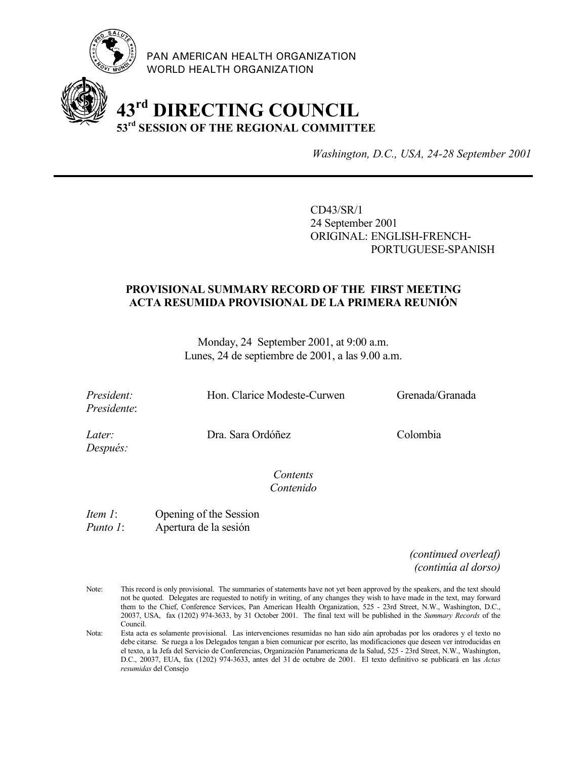PAN AMERICAN HEALTH ORGANIZATION
WORLD HEALTH ORGANIZATION

# 43rd DIRECTING COUNCIL
## 53rd SESSION OF THE REGIONAL COMMITTEE

*Washington, D.C., USA, 24-28 September 2001*

---

CD43/SR/1
24 September 2001
ORIGINAL: ENGLISH-FRENCH-PORTUGUESE-SPANISH

### PROVISIONAL SUMMARY RECORD OF THE FIRST MEETING
### ACTA RESUMIDA PROVISIONAL DE LA PRIMERA REUNIÓN

Monday, 24 September 2001, at 9:00 a.m.
Lunes, 24 de septiembre de 2001, a las 9.00 a.m.

| | | |
|---|---|---|
| *President:* *Presidente*: | Hon. Clarice Modeste-Curwen | Grenada/Granada |
| *Later:* *Después:* | Dra. Sara Ordóñez | Colombia |

*Contents*
*Contenido*

*Item 1*: Opening of the Session
*Punto 1*: Apertura de la sesión

*(continued overleaf)*
*(continúa al dorso)*

Note: This record is only provisional. The summaries of statements have not yet been approved by the speakers, and the text should not be quoted. Delegates are requested to notify in writing, of any changes they wish to have made in the text, may forward them to the Chief, Conference Services, Pan American Health Organization, 525 - 23rd Street, N.W., Washington, D.C., 20037, USA, fax (1202) 974-3633, by 31 October 2001. The final text will be published in the *Summary Records* of the Council.

Nota: Esta acta es solamente provisional. Las intervenciones resumidas no han sido aún aprobadas por los oradores y el texto no debe citarse. Se ruega a los Delegados tengan a bien comunicar por escrito, las modificaciones que deseen ver introducidas en el texto, a la Jefa del Servicio de Conferencias, Organización Panamericana de la Salud, 525 - 23rd Street, N.W., Washington, D.C., 20037, EUA, fax (1202) 974-3633, antes del 31 de octubre de 2001. El texto definitivo se publicará en las *Actas resumidas* del Consejo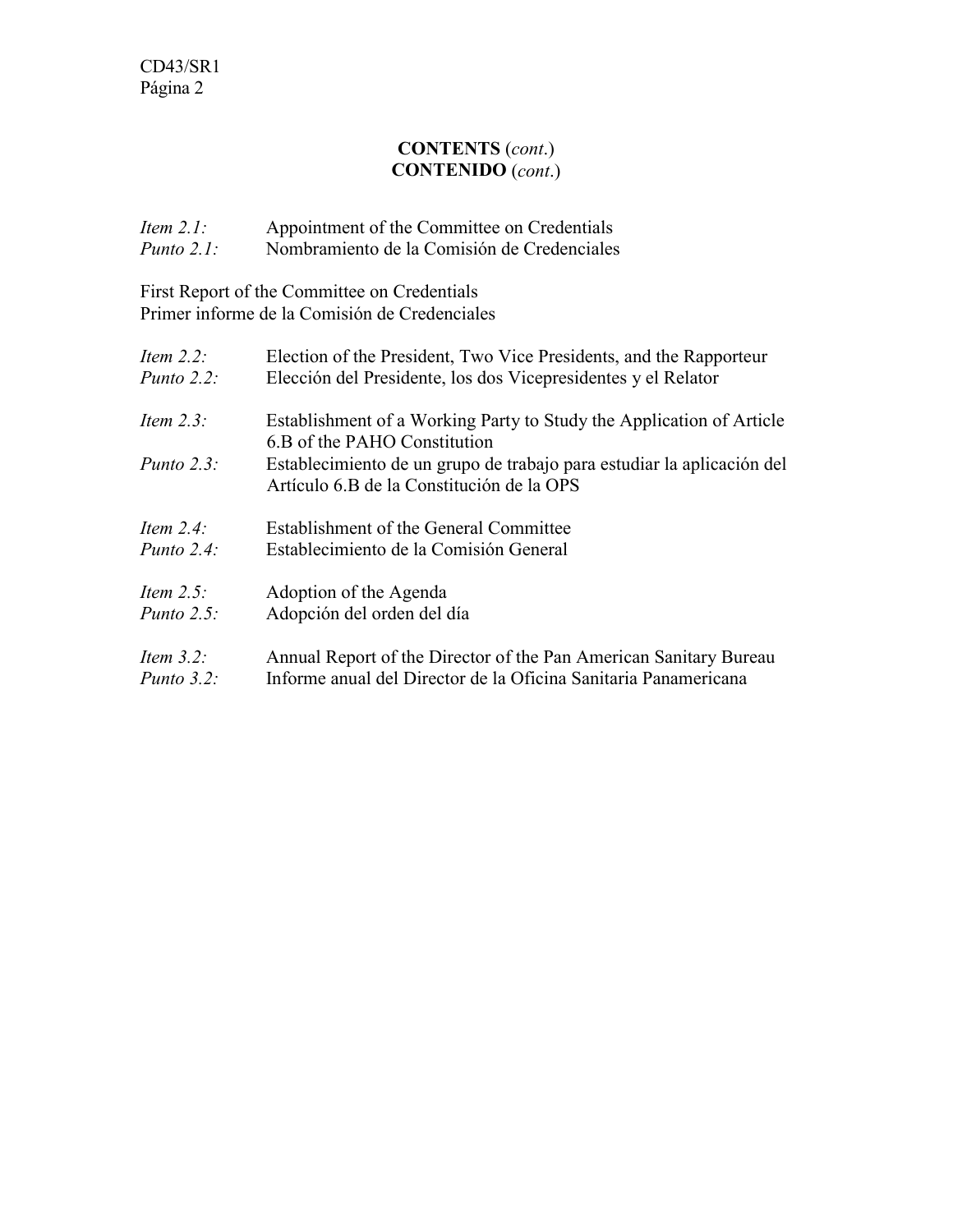**CONTENTS** (*cont.*)
**CONTENIDO** (*cont.*)

*Item 2.1:* Appointment of the Committee on Credentials
*Punto 2.1:* Nombramiento de la Comisión de Credenciales

First Report of the Committee on Credentials
Primer informe de la Comisión de Credenciales

*Item 2.2:* Election of the President, Two Vice Presidents, and the Rapporteur
*Punto 2.2:* Elección del Presidente, los dos Vicepresidentes y el Relator

*Item 2.3:* Establishment of a Working Party to Study the Application of Article 6.B of the PAHO Constitution
*Punto 2.3:* Establecimiento de un grupo de trabajo para estudiar la aplicación del Artículo 6.B de la Constitución de la OPS

*Item 2.4:* Establishment of the General Committee
*Punto 2.4:* Establecimiento de la Comisión General

*Item 2.5:* Adoption of the Agenda
*Punto 2.5:* Adopción del orden del día

*Item 3.2:* Annual Report of the Director of the Pan American Sanitary Bureau
*Punto 3.2:* Informe anual del Director de la Oficina Sanitaria Panamericana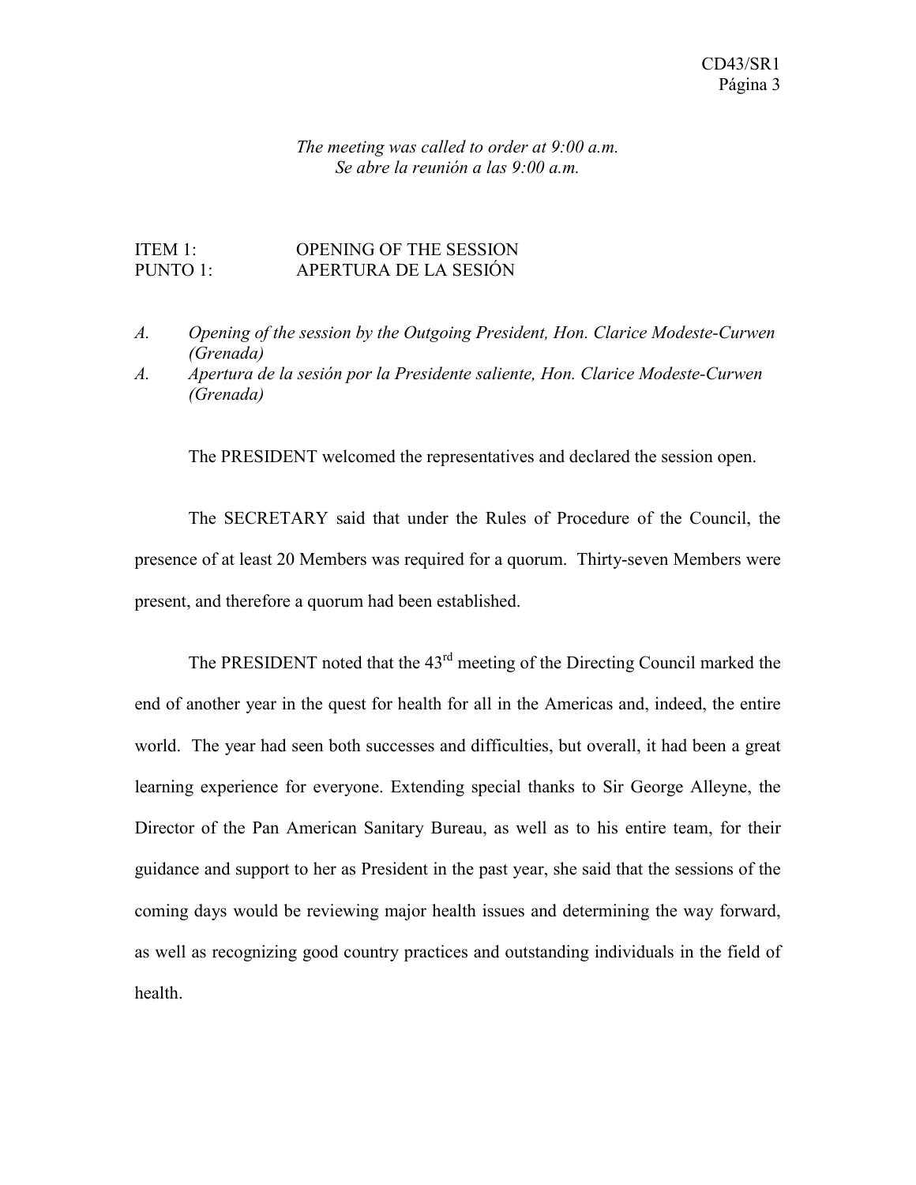*The meeting was called to order at 9:00 a.m.*
*Se abre la reunión a las 9:00 a.m.*

## ITEM 1: OPENING OF THE SESSION
## PUNTO 1: APERTURA DE LA SESIÓN

*A. Opening of the session by the Outgoing President, Hon. Clarice Modeste-Curwen (Grenada)*

*A. Apertura de la sesión por la Presidente saliente, Hon. Clarice Modeste-Curwen (Grenada)*

The PRESIDENT welcomed the representatives and declared the session open.

The SECRETARY said that under the Rules of Procedure of the Council, the presence of at least 20 Members was required for a quorum. Thirty-seven Members were present, and therefore a quorum had been established.

The PRESIDENT noted that the 43rd meeting of the Directing Council marked the end of another year in the quest for health for all in the Americas and, indeed, the entire world. The year had seen both successes and difficulties, but overall, it had been a great learning experience for everyone. Extending special thanks to Sir George Alleyne, the Director of the Pan American Sanitary Bureau, as well as to his entire team, for their guidance and support to her as President in the past year, she said that the sessions of the coming days would be reviewing major health issues and determining the way forward, as well as recognizing good country practices and outstanding individuals in the field of health.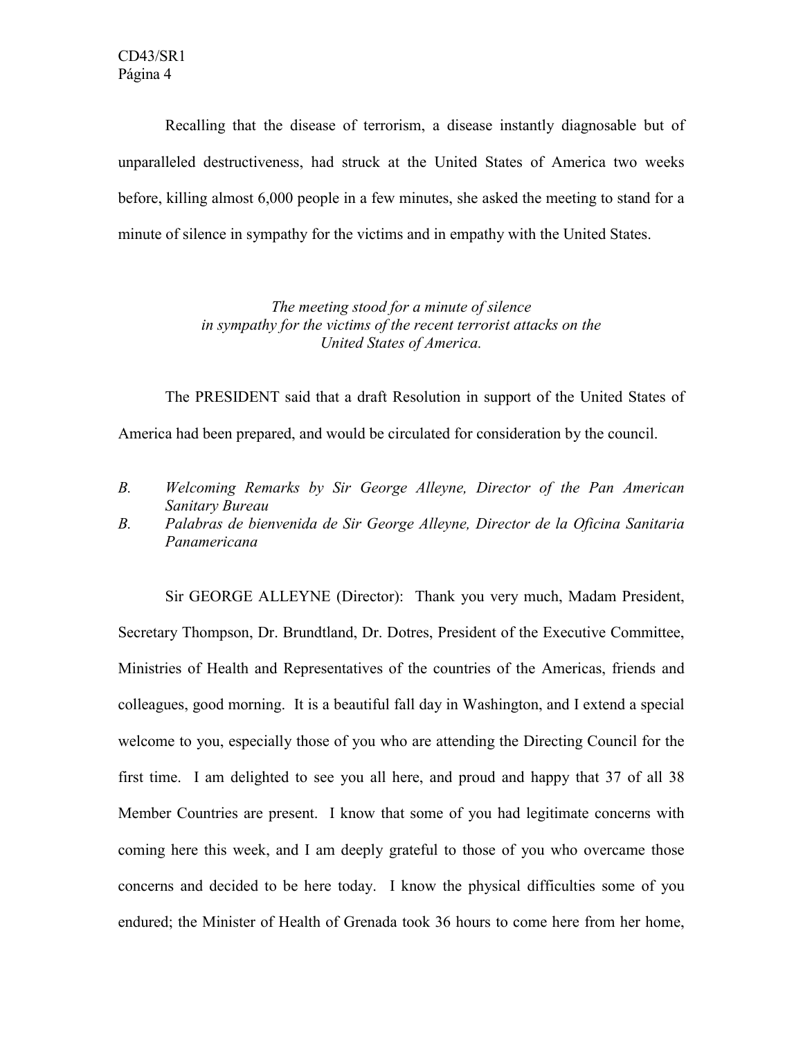Recalling that the disease of terrorism, a disease instantly diagnosable but of unparalleled destructiveness, had struck at the United States of America two weeks before, killing almost 6,000 people in a few minutes, she asked the meeting to stand for a minute of silence in sympathy for the victims and in empathy with the United States.

*The meeting stood for a minute of silence in sympathy for the victims of the recent terrorist attacks on the United States of America.*

The PRESIDENT said that a draft Resolution in support of the United States of America had been prepared, and would be circulated for consideration by the council.

*B. Welcoming Remarks by Sir George Alleyne, Director of the Pan American Sanitary Bureau*
*B. Palabras de bienvenida de Sir George Alleyne, Director de la Oficina Sanitaria Panamericana*

Sir GEORGE ALLEYNE (Director): Thank you very much, Madam President, Secretary Thompson, Dr. Brundtland, Dr. Dotres, President of the Executive Committee, Ministries of Health and Representatives of the countries of the Americas, friends and colleagues, good morning. It is a beautiful fall day in Washington, and I extend a special welcome to you, especially those of you who are attending the Directing Council for the first time. I am delighted to see you all here, and proud and happy that 37 of all 38 Member Countries are present. I know that some of you had legitimate concerns with coming here this week, and I am deeply grateful to those of you who overcame those concerns and decided to be here today. I know the physical difficulties some of you endured; the Minister of Health of Grenada took 36 hours to come here from her home,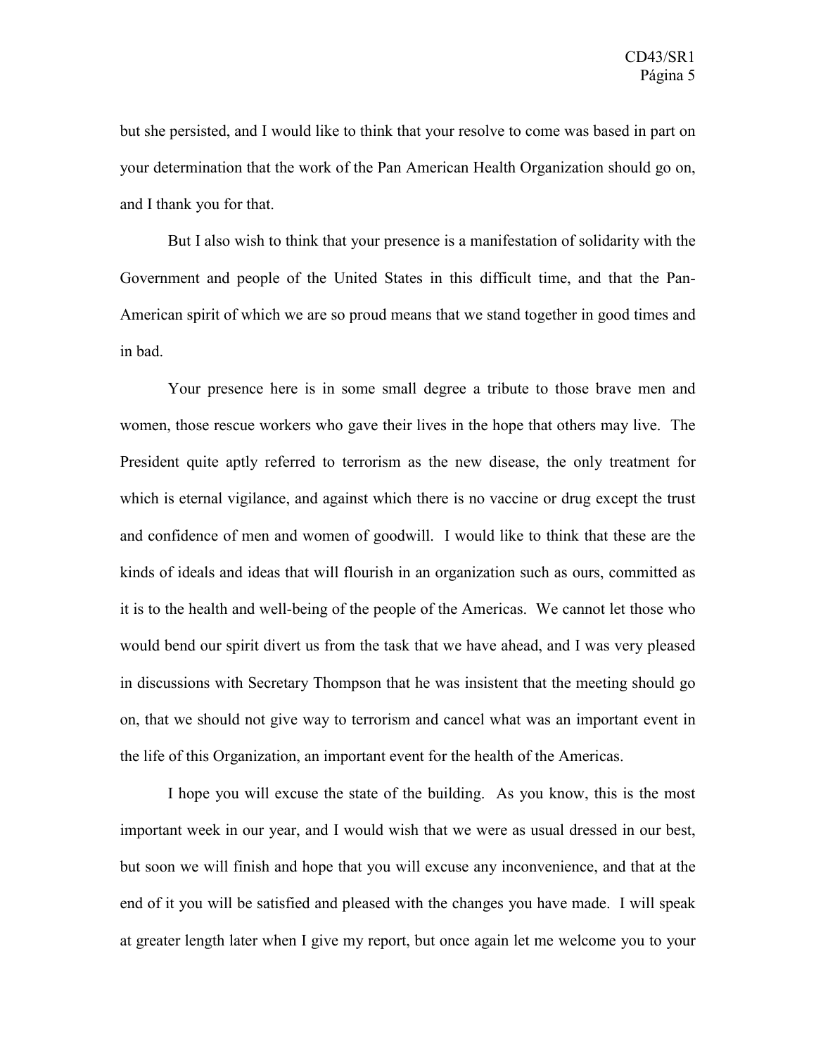but she persisted, and I would like to think that your resolve to come was based in part on your determination that the work of the Pan American Health Organization should go on, and I thank you for that.

But I also wish to think that your presence is a manifestation of solidarity with the Government and people of the United States in this difficult time, and that the Pan-American spirit of which we are so proud means that we stand together in good times and in bad.

Your presence here is in some small degree a tribute to those brave men and women, those rescue workers who gave their lives in the hope that others may live. The President quite aptly referred to terrorism as the new disease, the only treatment for which is eternal vigilance, and against which there is no vaccine or drug except the trust and confidence of men and women of goodwill. I would like to think that these are the kinds of ideals and ideas that will flourish in an organization such as ours, committed as it is to the health and well-being of the people of the Americas. We cannot let those who would bend our spirit divert us from the task that we have ahead, and I was very pleased in discussions with Secretary Thompson that he was insistent that the meeting should go on, that we should not give way to terrorism and cancel what was an important event in the life of this Organization, an important event for the health of the Americas.

I hope you will excuse the state of the building. As you know, this is the most important week in our year, and I would wish that we were as usual dressed in our best, but soon we will finish and hope that you will excuse any inconvenience, and that at the end of it you will be satisfied and pleased with the changes you have made. I will speak at greater length later when I give my report, but once again let me welcome you to your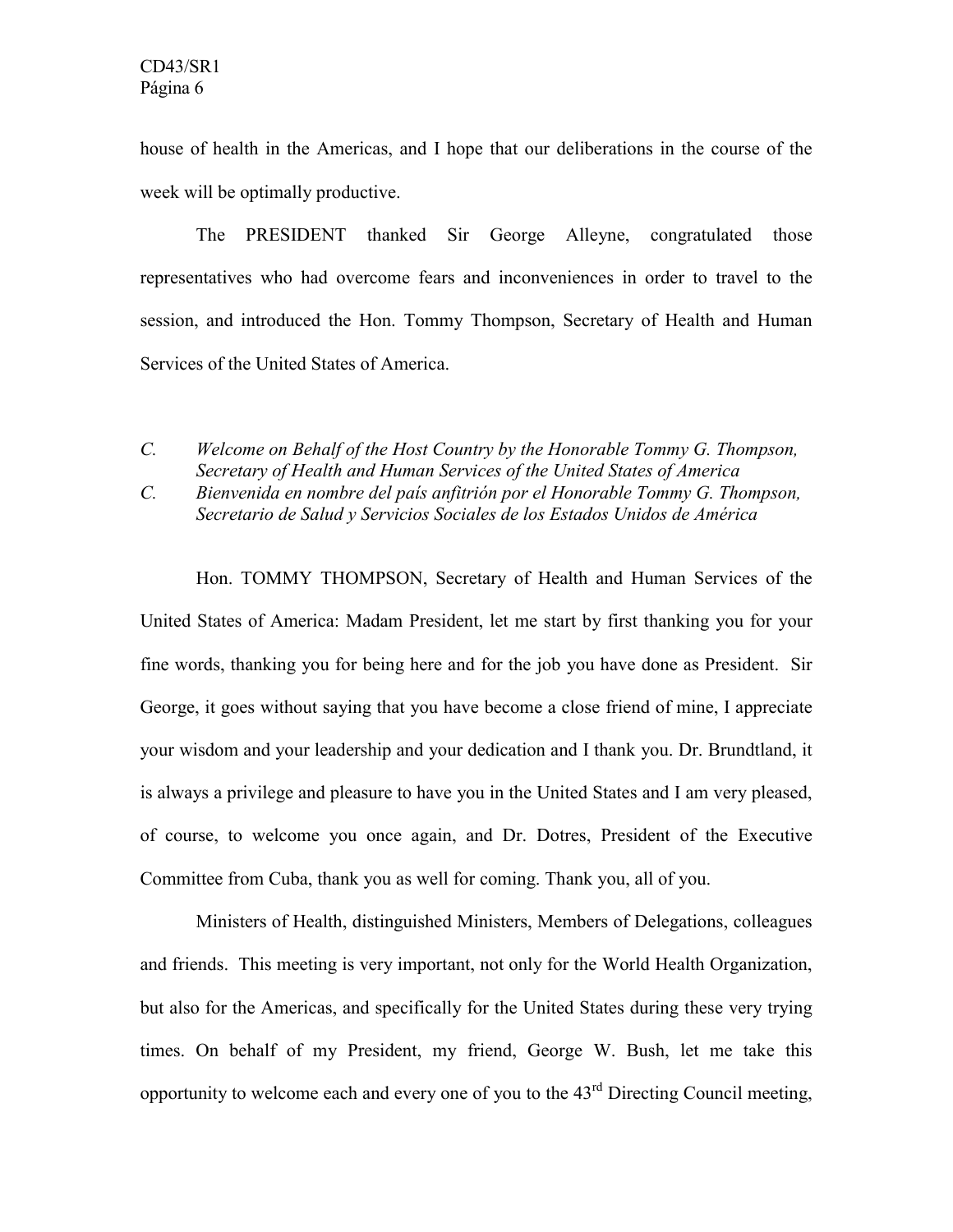house of health in the Americas, and I hope that our deliberations in the course of the week will be optimally productive.

The PRESIDENT thanked Sir George Alleyne, congratulated those representatives who had overcome fears and inconveniences in order to travel to the session, and introduced the Hon. Tommy Thompson, Secretary of Health and Human Services of the United States of America.

*C. Welcome on Behalf of the Host Country by the Honorable Tommy G. Thompson, Secretary of Health and Human Services of the United States of America*
*C. Bienvenida en nombre del país anfitrión por el Honorable Tommy G. Thompson, Secretario de Salud y Servicios Sociales de los Estados Unidos de América*

Hon. TOMMY THOMPSON, Secretary of Health and Human Services of the United States of America: Madam President, let me start by first thanking you for your fine words, thanking you for being here and for the job you have done as President. Sir George, it goes without saying that you have become a close friend of mine, I appreciate your wisdom and your leadership and your dedication and I thank you. Dr. Brundtland, it is always a privilege and pleasure to have you in the United States and I am very pleased, of course, to welcome you once again, and Dr. Dotres, President of the Executive Committee from Cuba, thank you as well for coming. Thank you, all of you.

Ministers of Health, distinguished Ministers, Members of Delegations, colleagues and friends. This meeting is very important, not only for the World Health Organization, but also for the Americas, and specifically for the United States during these very trying times. On behalf of my President, my friend, George W. Bush, let me take this opportunity to welcome each and every one of you to the 43rd Directing Council meeting,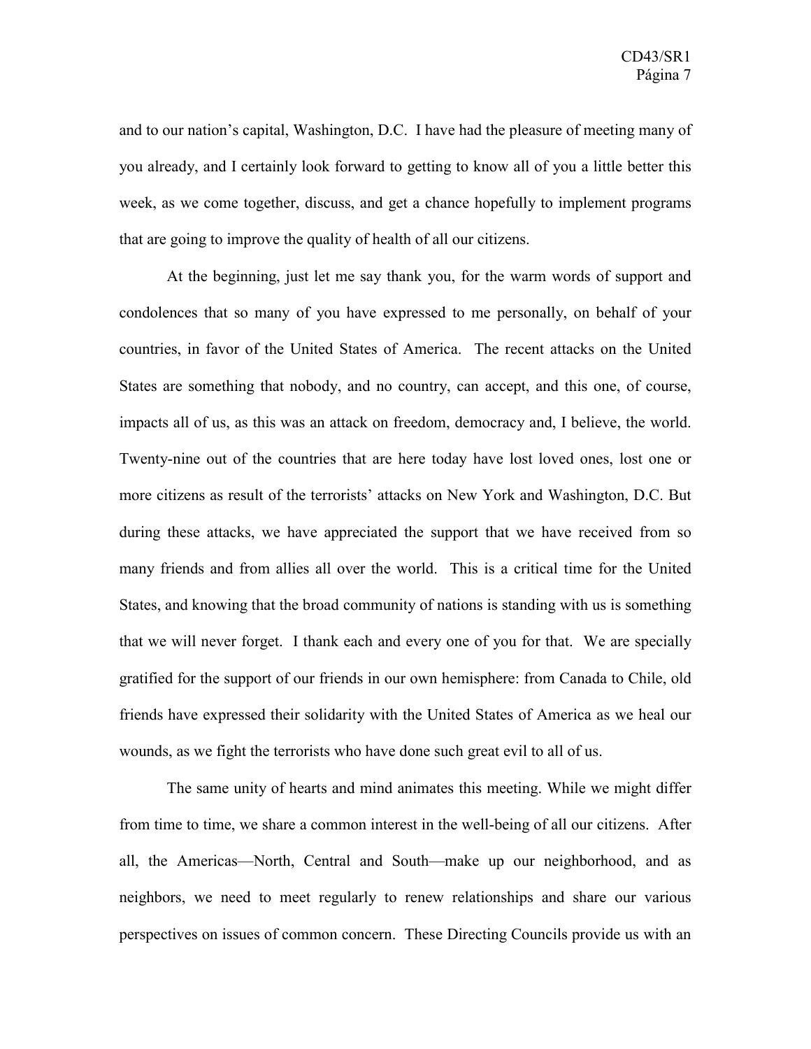and to our nation's capital, Washington, D.C. I have had the pleasure of meeting many of you already, and I certainly look forward to getting to know all of you a little better this week, as we come together, discuss, and get a chance hopefully to implement programs that are going to improve the quality of health of all our citizens.

At the beginning, just let me say thank you, for the warm words of support and condolences that so many of you have expressed to me personally, on behalf of your countries, in favor of the United States of America. The recent attacks on the United States are something that nobody, and no country, can accept, and this one, of course, impacts all of us, as this was an attack on freedom, democracy and, I believe, the world. Twenty-nine out of the countries that are here today have lost loved ones, lost one or more citizens as result of the terrorists' attacks on New York and Washington, D.C. But during these attacks, we have appreciated the support that we have received from so many friends and from allies all over the world. This is a critical time for the United States, and knowing that the broad community of nations is standing with us is something that we will never forget. I thank each and every one of you for that. We are specially gratified for the support of our friends in our own hemisphere: from Canada to Chile, old friends have expressed their solidarity with the United States of America as we heal our wounds, as we fight the terrorists who have done such great evil to all of us.

The same unity of hearts and mind animates this meeting. While we might differ from time to time, we share a common interest in the well-being of all our citizens. After all, the Americas—North, Central and South—make up our neighborhood, and as neighbors, we need to meet regularly to renew relationships and share our various perspectives on issues of common concern. These Directing Councils provide us with an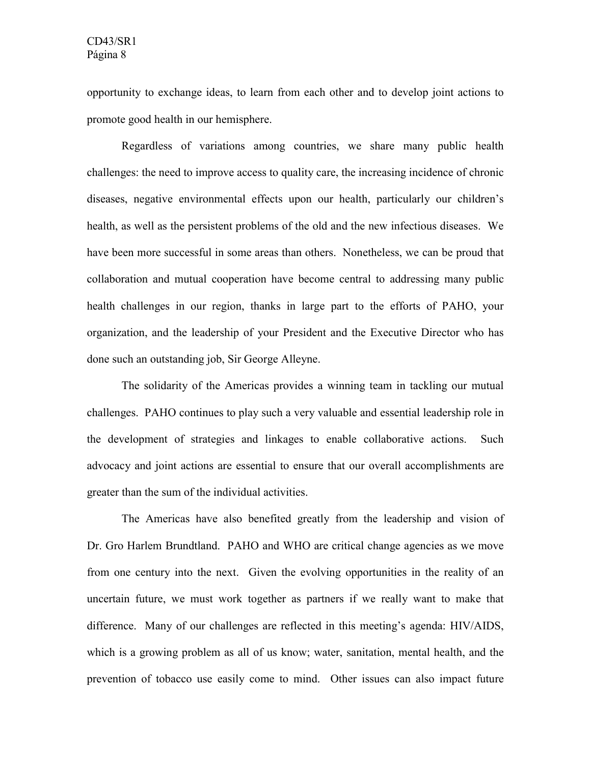opportunity to exchange ideas, to learn from each other and to develop joint actions to promote good health in our hemisphere.

Regardless of variations among countries, we share many public health challenges: the need to improve access to quality care, the increasing incidence of chronic diseases, negative environmental effects upon our health, particularly our children's health, as well as the persistent problems of the old and the new infectious diseases. We have been more successful in some areas than others. Nonetheless, we can be proud that collaboration and mutual cooperation have become central to addressing many public health challenges in our region, thanks in large part to the efforts of PAHO, your organization, and the leadership of your President and the Executive Director who has done such an outstanding job, Sir George Alleyne.

The solidarity of the Americas provides a winning team in tackling our mutual challenges. PAHO continues to play such a very valuable and essential leadership role in the development of strategies and linkages to enable collaborative actions. Such advocacy and joint actions are essential to ensure that our overall accomplishments are greater than the sum of the individual activities.

The Americas have also benefited greatly from the leadership and vision of Dr. Gro Harlem Brundtland. PAHO and WHO are critical change agencies as we move from one century into the next. Given the evolving opportunities in the reality of an uncertain future, we must work together as partners if we really want to make that difference. Many of our challenges are reflected in this meeting's agenda: HIV/AIDS, which is a growing problem as all of us know; water, sanitation, mental health, and the prevention of tobacco use easily come to mind. Other issues can also impact future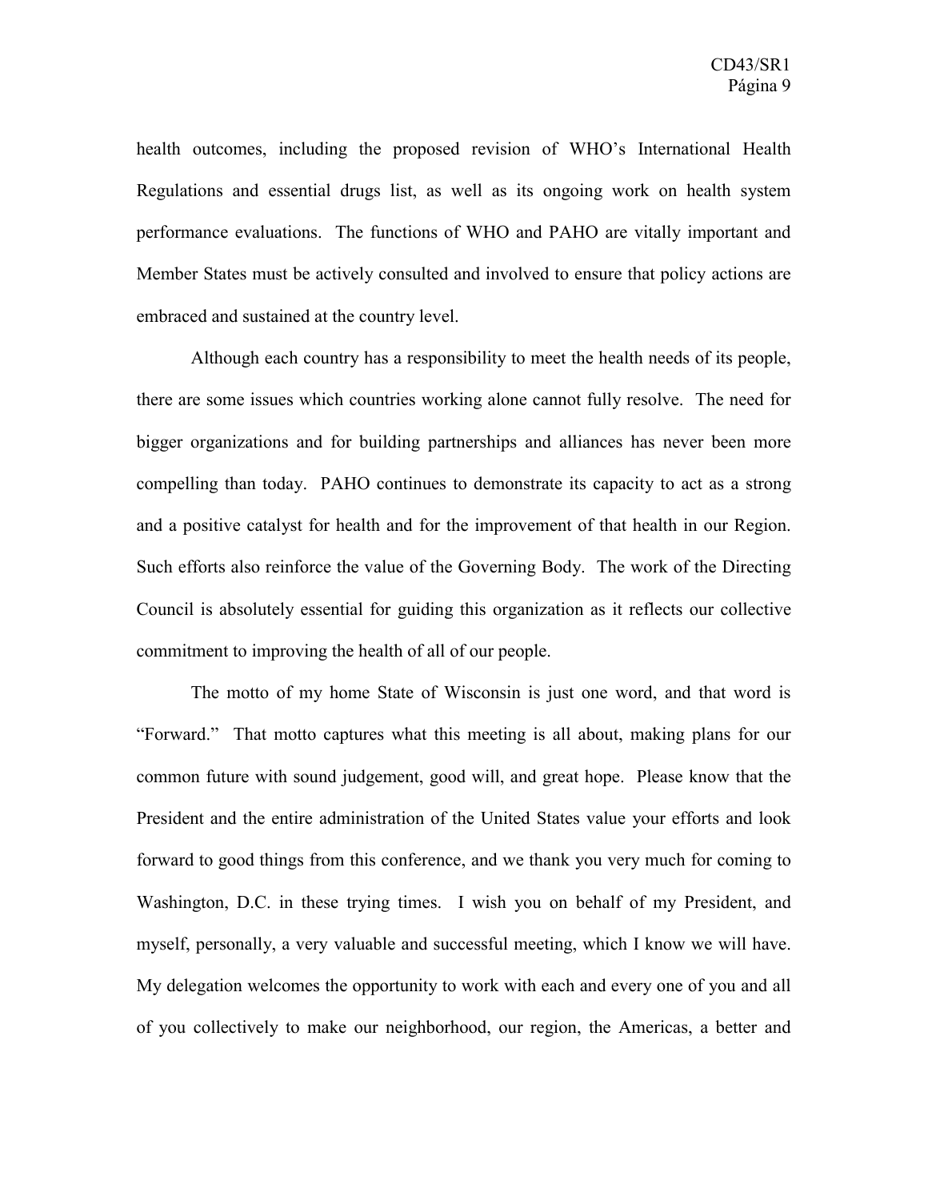health outcomes, including the proposed revision of WHO's International Health Regulations and essential drugs list, as well as its ongoing work on health system performance evaluations. The functions of WHO and PAHO are vitally important and Member States must be actively consulted and involved to ensure that policy actions are embraced and sustained at the country level.

Although each country has a responsibility to meet the health needs of its people, there are some issues which countries working alone cannot fully resolve. The need for bigger organizations and for building partnerships and alliances has never been more compelling than today. PAHO continues to demonstrate its capacity to act as a strong and a positive catalyst for health and for the improvement of that health in our Region. Such efforts also reinforce the value of the Governing Body. The work of the Directing Council is absolutely essential for guiding this organization as it reflects our collective commitment to improving the health of all of our people.

The motto of my home State of Wisconsin is just one word, and that word is "Forward." That motto captures what this meeting is all about, making plans for our common future with sound judgement, good will, and great hope. Please know that the President and the entire administration of the United States value your efforts and look forward to good things from this conference, and we thank you very much for coming to Washington, D.C. in these trying times. I wish you on behalf of my President, and myself, personally, a very valuable and successful meeting, which I know we will have. My delegation welcomes the opportunity to work with each and every one of you and all of you collectively to make our neighborhood, our region, the Americas, a better and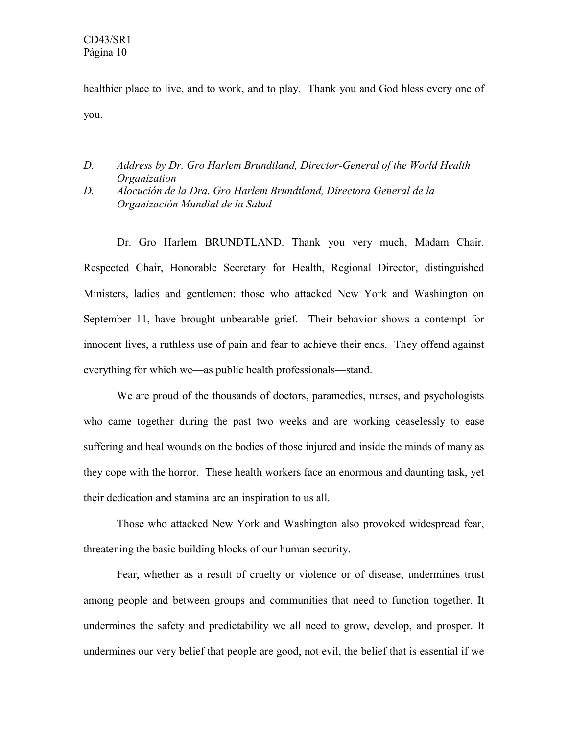healthier place to live, and to work, and to play. Thank you and God bless every one of you.

*D. Address by Dr. Gro Harlem Brundtland, Director-General of the World Health Organization*
*D. Alocución de la Dra. Gro Harlem Brundtland, Directora General de la Organización Mundial de la Salud*

Dr. Gro Harlem BRUNDTLAND. Thank you very much, Madam Chair. Respected Chair, Honorable Secretary for Health, Regional Director, distinguished Ministers, ladies and gentlemen: those who attacked New York and Washington on September 11, have brought unbearable grief. Their behavior shows a contempt for innocent lives, a ruthless use of pain and fear to achieve their ends. They offend against everything for which we—as public health professionals—stand.

We are proud of the thousands of doctors, paramedics, nurses, and psychologists who came together during the past two weeks and are working ceaselessly to ease suffering and heal wounds on the bodies of those injured and inside the minds of many as they cope with the horror. These health workers face an enormous and daunting task, yet their dedication and stamina are an inspiration to us all.

Those who attacked New York and Washington also provoked widespread fear, threatening the basic building blocks of our human security.

Fear, whether as a result of cruelty or violence or of disease, undermines trust among people and between groups and communities that need to function together. It undermines the safety and predictability we all need to grow, develop, and prosper. It undermines our very belief that people are good, not evil, the belief that is essential if we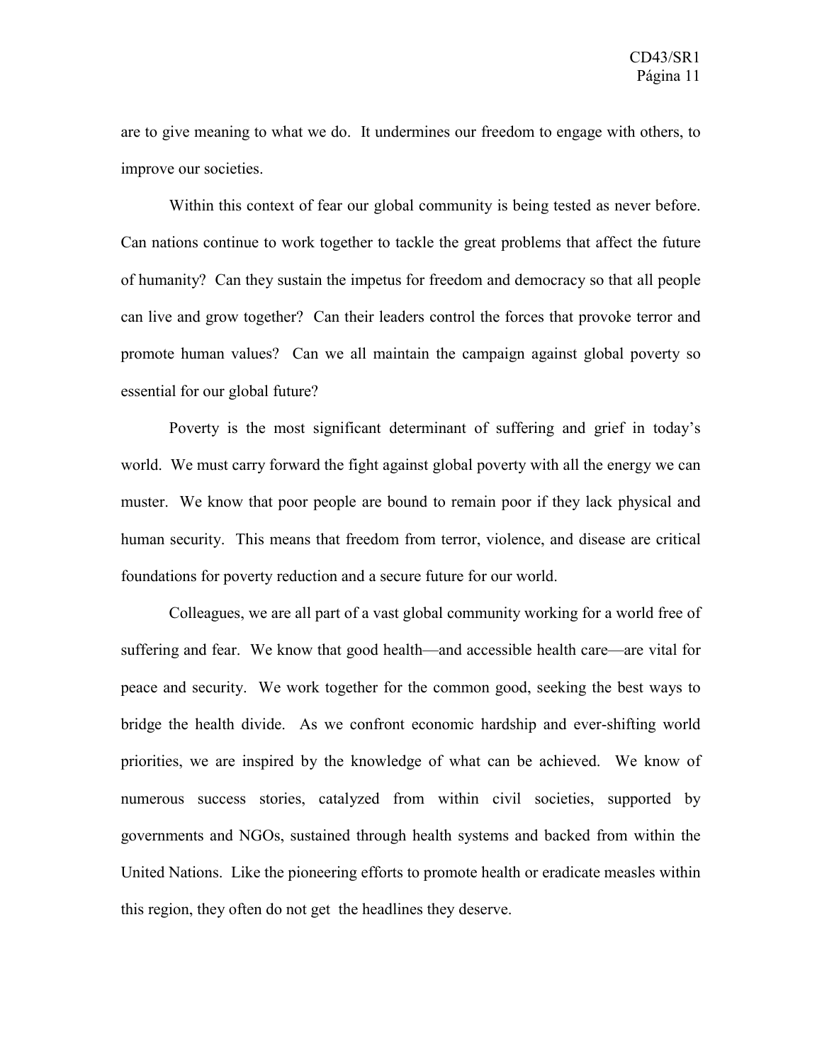are to give meaning to what we do. It undermines our freedom to engage with others, to improve our societies.

Within this context of fear our global community is being tested as never before. Can nations continue to work together to tackle the great problems that affect the future of humanity? Can they sustain the impetus for freedom and democracy so that all people can live and grow together? Can their leaders control the forces that provoke terror and promote human values? Can we all maintain the campaign against global poverty so essential for our global future?

Poverty is the most significant determinant of suffering and grief in today's world. We must carry forward the fight against global poverty with all the energy we can muster. We know that poor people are bound to remain poor if they lack physical and human security. This means that freedom from terror, violence, and disease are critical foundations for poverty reduction and a secure future for our world.

Colleagues, we are all part of a vast global community working for a world free of suffering and fear. We know that good health—and accessible health care—are vital for peace and security. We work together for the common good, seeking the best ways to bridge the health divide. As we confront economic hardship and ever-shifting world priorities, we are inspired by the knowledge of what can be achieved. We know of numerous success stories, catalyzed from within civil societies, supported by governments and NGOs, sustained through health systems and backed from within the United Nations. Like the pioneering efforts to promote health or eradicate measles within this region, they often do not get the headlines they deserve.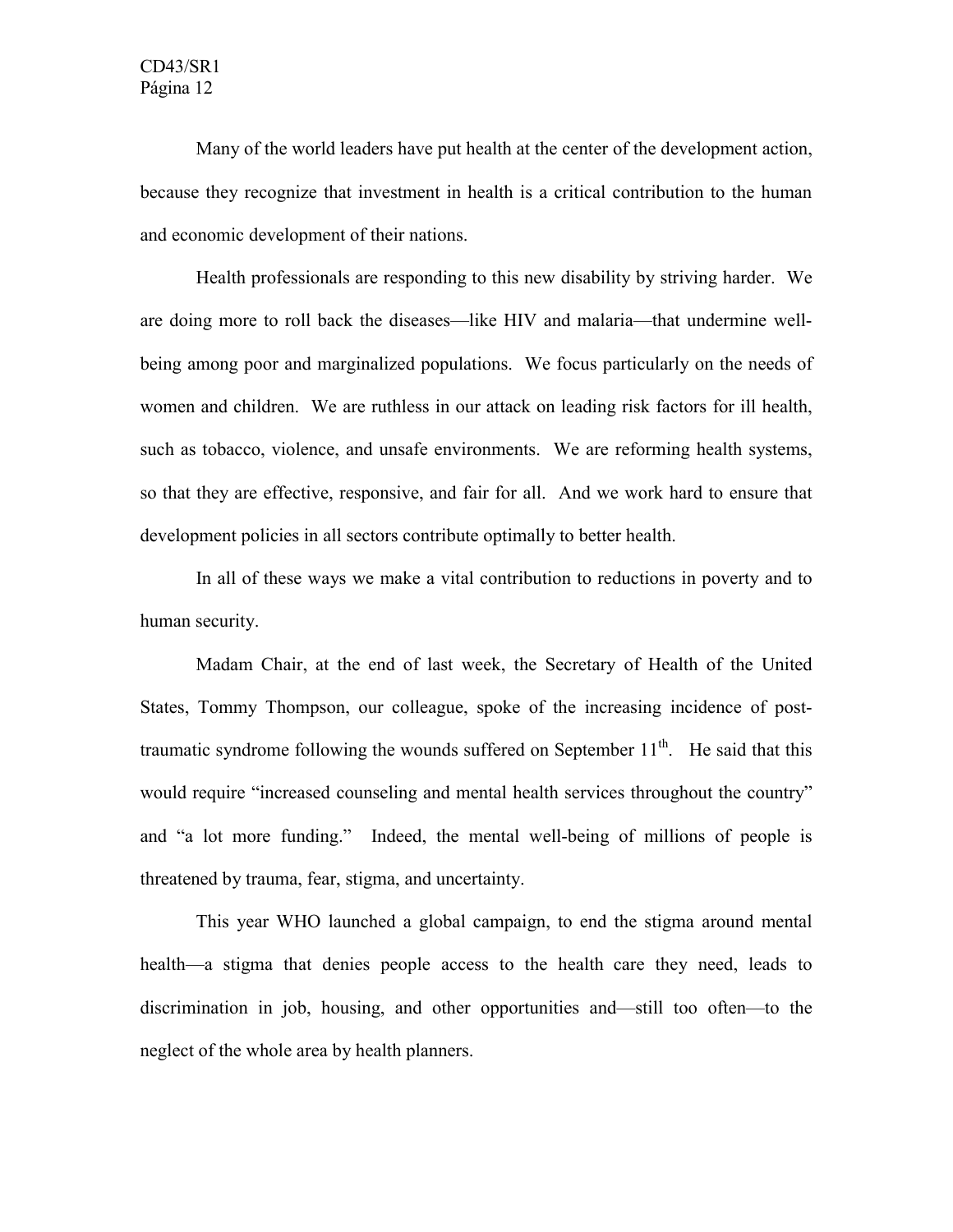Many of the world leaders have put health at the center of the development action, because they recognize that investment in health is a critical contribution to the human and economic development of their nations.

Health professionals are responding to this new disability by striving harder. We are doing more to roll back the diseases—like HIV and malaria—that undermine well-being among poor and marginalized populations. We focus particularly on the needs of women and children. We are ruthless in our attack on leading risk factors for ill health, such as tobacco, violence, and unsafe environments. We are reforming health systems, so that they are effective, responsive, and fair for all. And we work hard to ensure that development policies in all sectors contribute optimally to better health.

In all of these ways we make a vital contribution to reductions in poverty and to human security.

Madam Chair, at the end of last week, the Secretary of Health of the United States, Tommy Thompson, our colleague, spoke of the increasing incidence of post-traumatic syndrome following the wounds suffered on September 11th. He said that this would require "increased counseling and mental health services throughout the country" and "a lot more funding." Indeed, the mental well-being of millions of people is threatened by trauma, fear, stigma, and uncertainty.

This year WHO launched a global campaign, to end the stigma around mental health—a stigma that denies people access to the health care they need, leads to discrimination in job, housing, and other opportunities and—still too often—to the neglect of the whole area by health planners.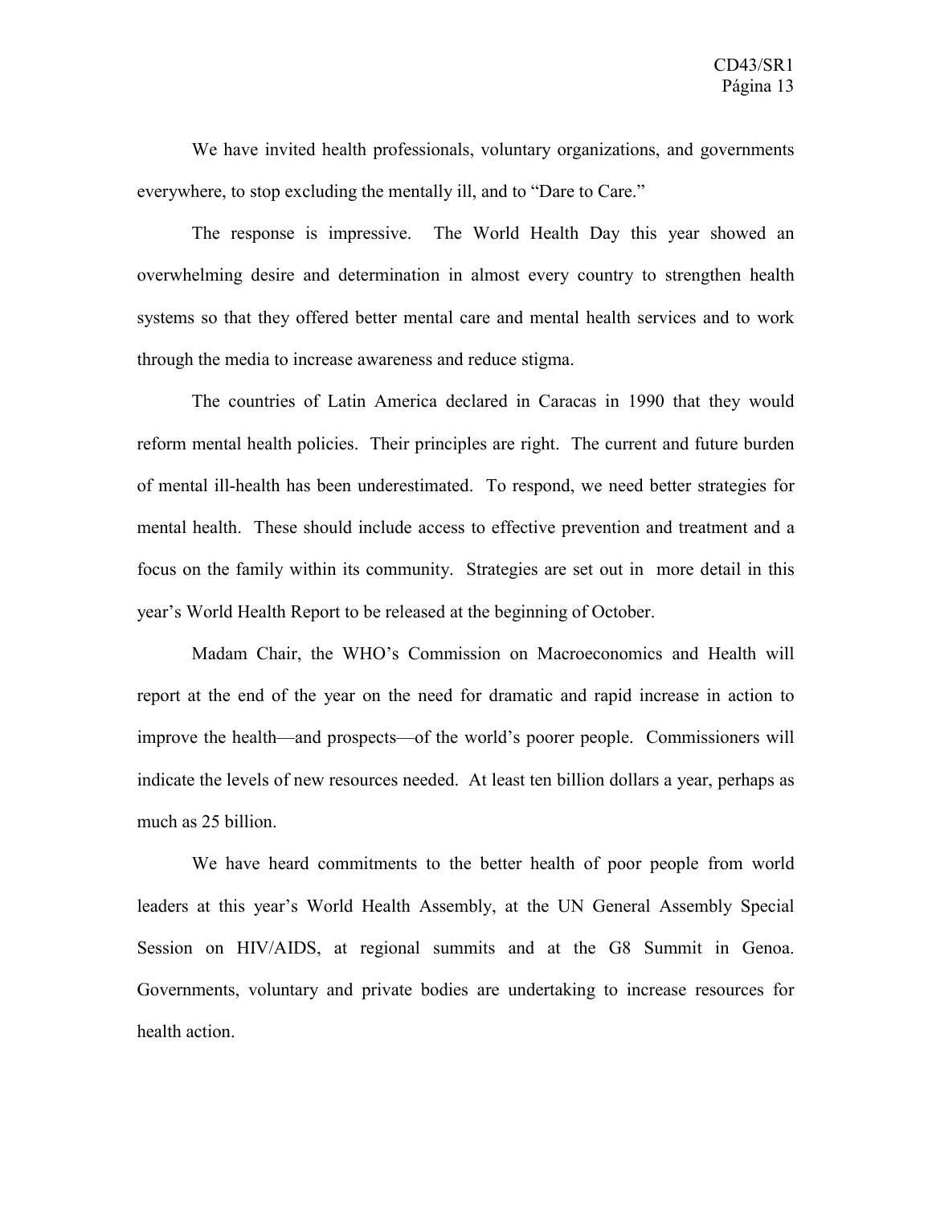We have invited health professionals, voluntary organizations, and governments everywhere, to stop excluding the mentally ill, and to "Dare to Care."

The response is impressive. The World Health Day this year showed an overwhelming desire and determination in almost every country to strengthen health systems so that they offered better mental care and mental health services and to work through the media to increase awareness and reduce stigma.

The countries of Latin America declared in Caracas in 1990 that they would reform mental health policies. Their principles are right. The current and future burden of mental ill-health has been underestimated. To respond, we need better strategies for mental health. These should include access to effective prevention and treatment and a focus on the family within its community. Strategies are set out in more detail in this year's World Health Report to be released at the beginning of October.

Madam Chair, the WHO's Commission on Macroeconomics and Health will report at the end of the year on the need for dramatic and rapid increase in action to improve the health—and prospects—of the world's poorer people. Commissioners will indicate the levels of new resources needed. At least ten billion dollars a year, perhaps as much as 25 billion.

We have heard commitments to the better health of poor people from world leaders at this year's World Health Assembly, at the UN General Assembly Special Session on HIV/AIDS, at regional summits and at the G8 Summit in Genoa. Governments, voluntary and private bodies are undertaking to increase resources for health action.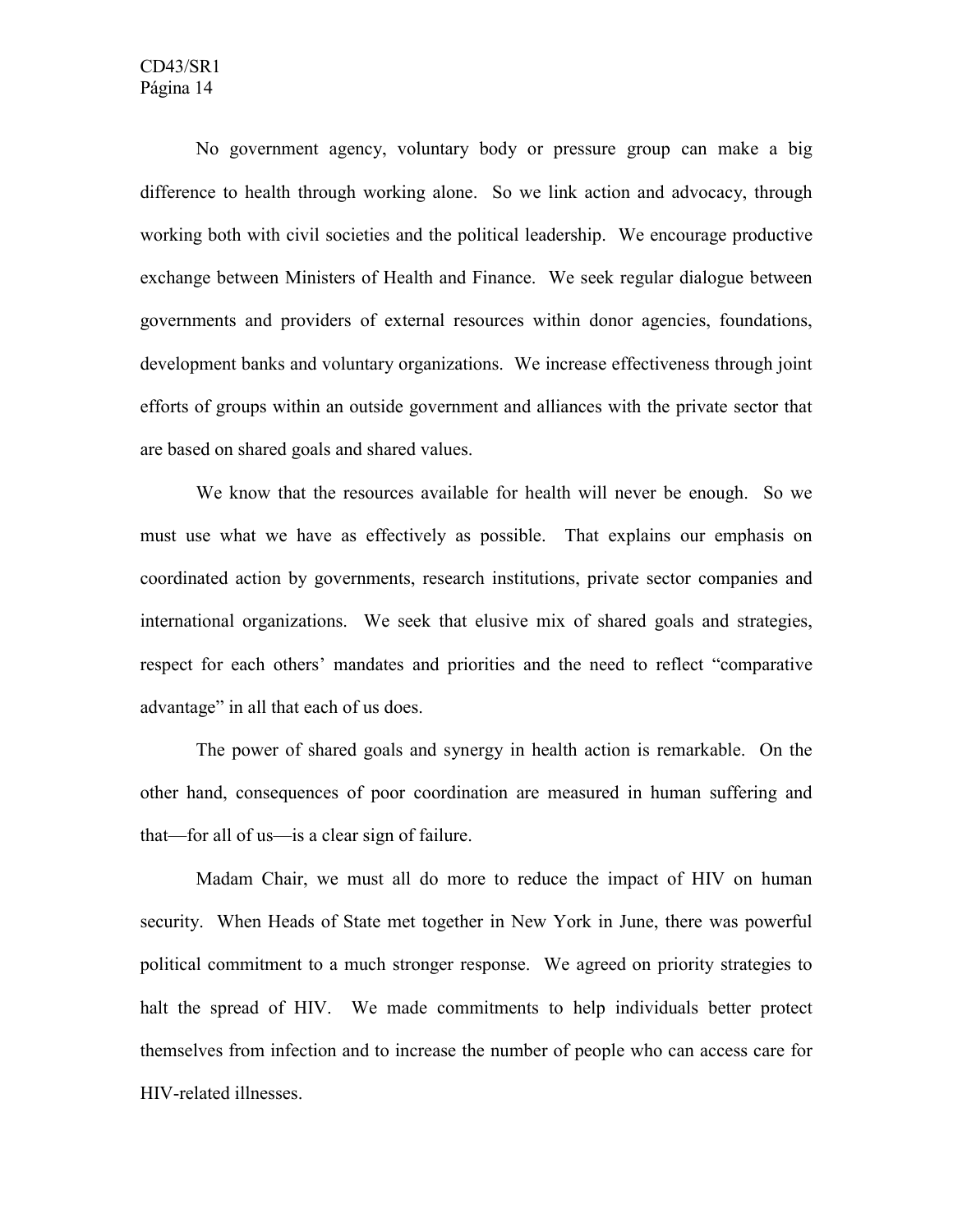No government agency, voluntary body or pressure group can make a big difference to health through working alone. So we link action and advocacy, through working both with civil societies and the political leadership. We encourage productive exchange between Ministers of Health and Finance. We seek regular dialogue between governments and providers of external resources within donor agencies, foundations, development banks and voluntary organizations. We increase effectiveness through joint efforts of groups within an outside government and alliances with the private sector that are based on shared goals and shared values.

We know that the resources available for health will never be enough. So we must use what we have as effectively as possible. That explains our emphasis on coordinated action by governments, research institutions, private sector companies and international organizations. We seek that elusive mix of shared goals and strategies, respect for each others' mandates and priorities and the need to reflect "comparative advantage" in all that each of us does.

The power of shared goals and synergy in health action is remarkable. On the other hand, consequences of poor coordination are measured in human suffering and that—for all of us—is a clear sign of failure.

Madam Chair, we must all do more to reduce the impact of HIV on human security. When Heads of State met together in New York in June, there was powerful political commitment to a much stronger response. We agreed on priority strategies to halt the spread of HIV. We made commitments to help individuals better protect themselves from infection and to increase the number of people who can access care for HIV-related illnesses.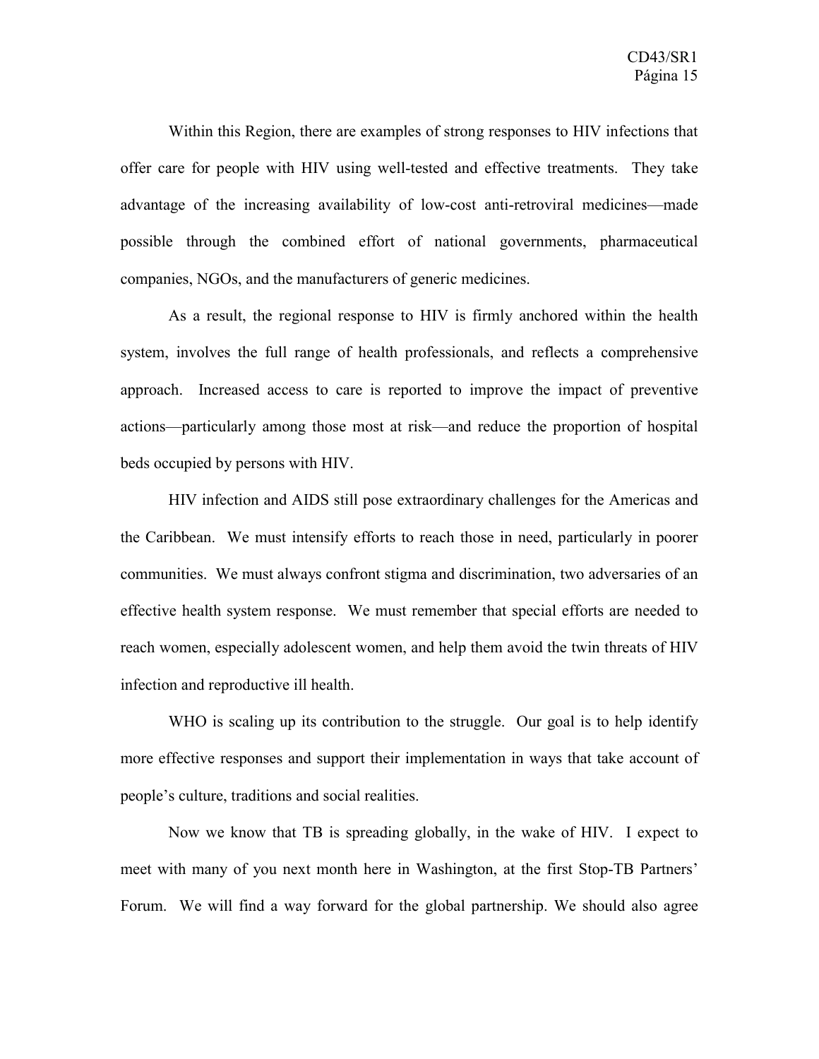Within this Region, there are examples of strong responses to HIV infections that offer care for people with HIV using well-tested and effective treatments. They take advantage of the increasing availability of low-cost anti-retroviral medicines—made possible through the combined effort of national governments, pharmaceutical companies, NGOs, and the manufacturers of generic medicines.

As a result, the regional response to HIV is firmly anchored within the health system, involves the full range of health professionals, and reflects a comprehensive approach. Increased access to care is reported to improve the impact of preventive actions—particularly among those most at risk—and reduce the proportion of hospital beds occupied by persons with HIV.

HIV infection and AIDS still pose extraordinary challenges for the Americas and the Caribbean. We must intensify efforts to reach those in need, particularly in poorer communities. We must always confront stigma and discrimination, two adversaries of an effective health system response. We must remember that special efforts are needed to reach women, especially adolescent women, and help them avoid the twin threats of HIV infection and reproductive ill health.

WHO is scaling up its contribution to the struggle. Our goal is to help identify more effective responses and support their implementation in ways that take account of people's culture, traditions and social realities.

Now we know that TB is spreading globally, in the wake of HIV. I expect to meet with many of you next month here in Washington, at the first Stop-TB Partners' Forum. We will find a way forward for the global partnership. We should also agree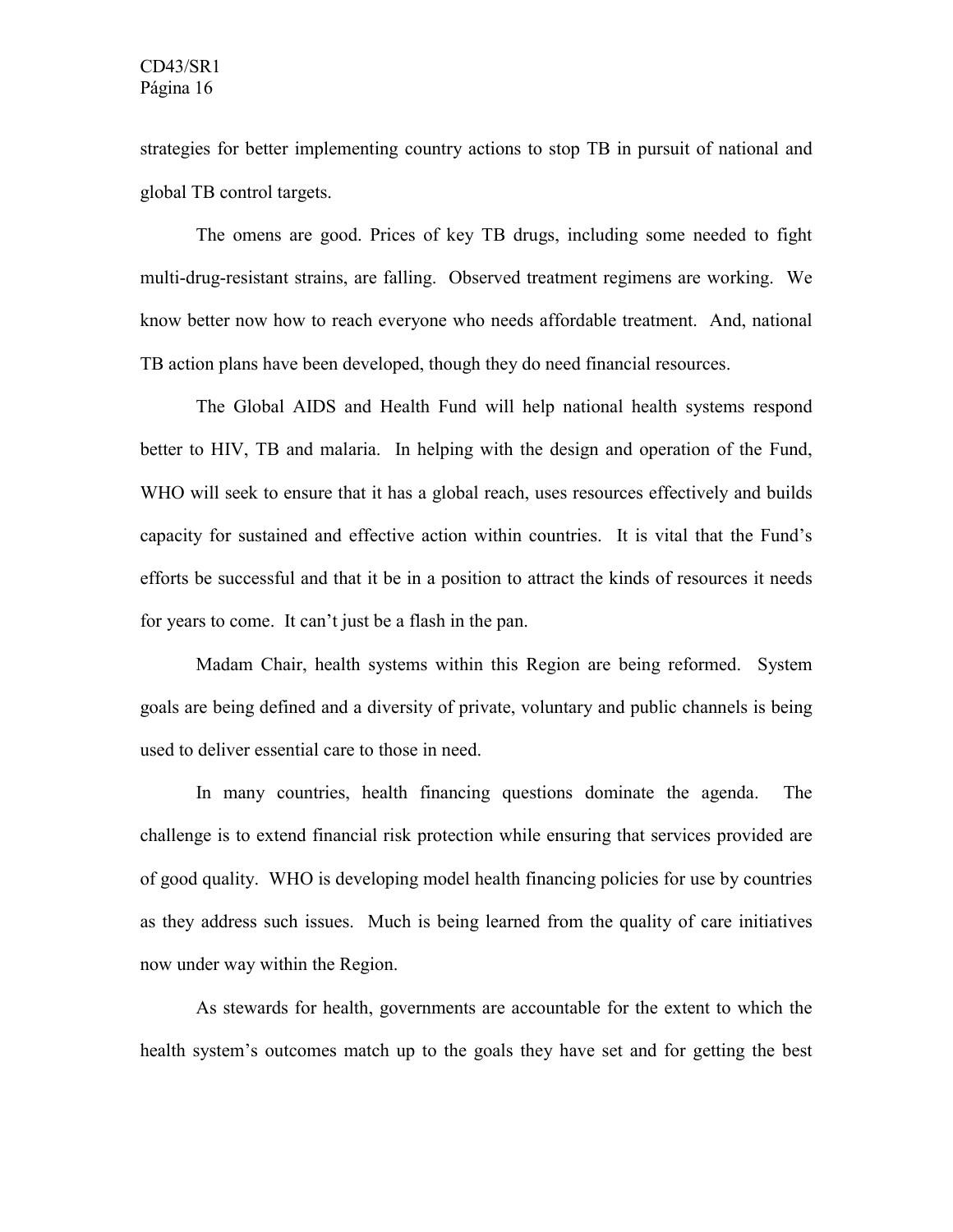strategies for better implementing country actions to stop TB in pursuit of national and global TB control targets.

The omens are good. Prices of key TB drugs, including some needed to fight multi-drug-resistant strains, are falling. Observed treatment regimens are working. We know better now how to reach everyone who needs affordable treatment. And, national TB action plans have been developed, though they do need financial resources.

The Global AIDS and Health Fund will help national health systems respond better to HIV, TB and malaria. In helping with the design and operation of the Fund, WHO will seek to ensure that it has a global reach, uses resources effectively and builds capacity for sustained and effective action within countries. It is vital that the Fund's efforts be successful and that it be in a position to attract the kinds of resources it needs for years to come. It can't just be a flash in the pan.

Madam Chair, health systems within this Region are being reformed. System goals are being defined and a diversity of private, voluntary and public channels is being used to deliver essential care to those in need.

In many countries, health financing questions dominate the agenda. The challenge is to extend financial risk protection while ensuring that services provided are of good quality. WHO is developing model health financing policies for use by countries as they address such issues. Much is being learned from the quality of care initiatives now under way within the Region.

As stewards for health, governments are accountable for the extent to which the health system's outcomes match up to the goals they have set and for getting the best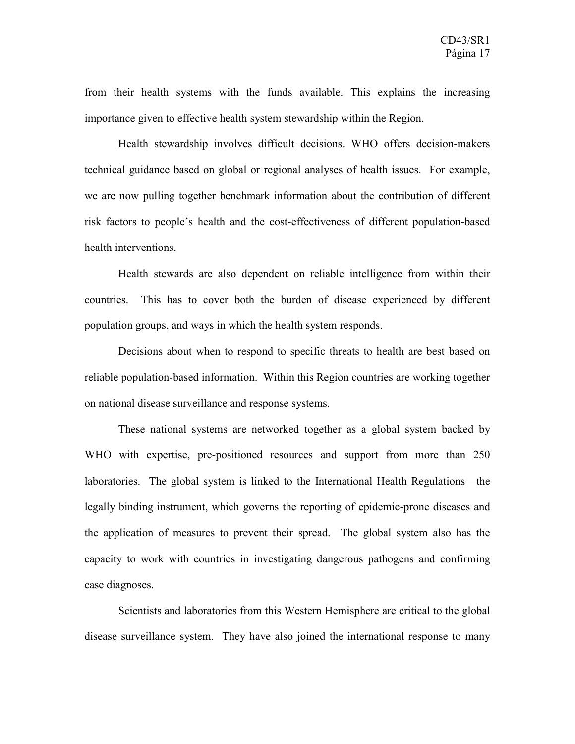from their health systems with the funds available. This explains the increasing importance given to effective health system stewardship within the Region.

Health stewardship involves difficult decisions. WHO offers decision-makers technical guidance based on global or regional analyses of health issues. For example, we are now pulling together benchmark information about the contribution of different risk factors to people's health and the cost-effectiveness of different population-based health interventions.

Health stewards are also dependent on reliable intelligence from within their countries. This has to cover both the burden of disease experienced by different population groups, and ways in which the health system responds.

Decisions about when to respond to specific threats to health are best based on reliable population-based information. Within this Region countries are working together on national disease surveillance and response systems.

These national systems are networked together as a global system backed by WHO with expertise, pre-positioned resources and support from more than 250 laboratories. The global system is linked to the International Health Regulations—the legally binding instrument, which governs the reporting of epidemic-prone diseases and the application of measures to prevent their spread. The global system also has the capacity to work with countries in investigating dangerous pathogens and confirming case diagnoses.

Scientists and laboratories from this Western Hemisphere are critical to the global disease surveillance system. They have also joined the international response to many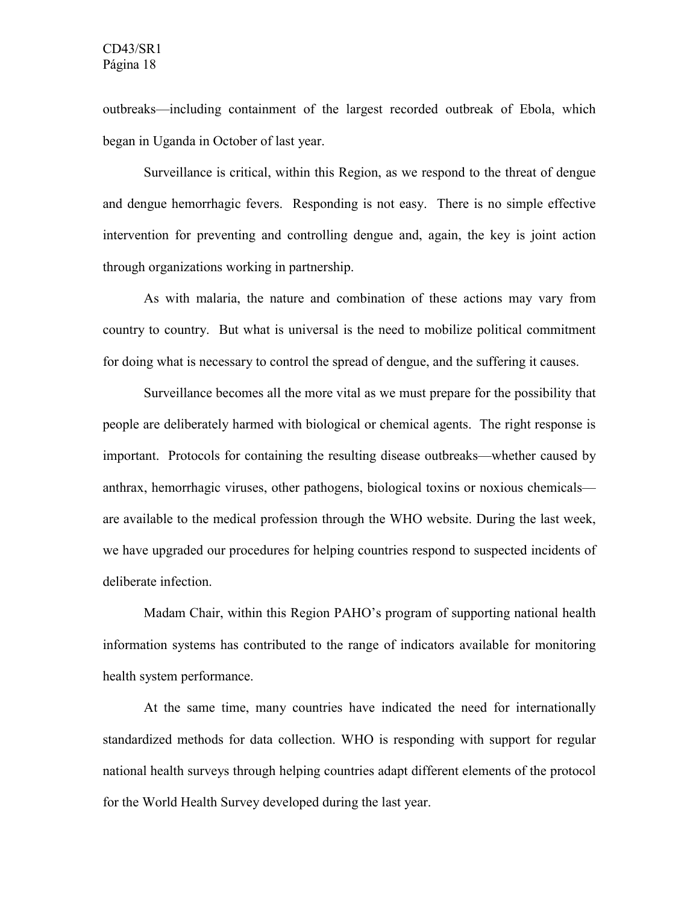outbreaks—including containment of the largest recorded outbreak of Ebola, which began in Uganda in October of last year.

Surveillance is critical, within this Region, as we respond to the threat of dengue and dengue hemorrhagic fevers. Responding is not easy. There is no simple effective intervention for preventing and controlling dengue and, again, the key is joint action through organizations working in partnership.

As with malaria, the nature and combination of these actions may vary from country to country. But what is universal is the need to mobilize political commitment for doing what is necessary to control the spread of dengue, and the suffering it causes.

Surveillance becomes all the more vital as we must prepare for the possibility that people are deliberately harmed with biological or chemical agents. The right response is important. Protocols for containing the resulting disease outbreaks—whether caused by anthrax, hemorrhagic viruses, other pathogens, biological toxins or noxious chemicals—are available to the medical profession through the WHO website. During the last week, we have upgraded our procedures for helping countries respond to suspected incidents of deliberate infection.

Madam Chair, within this Region PAHO's program of supporting national health information systems has contributed to the range of indicators available for monitoring health system performance.

At the same time, many countries have indicated the need for internationally standardized methods for data collection. WHO is responding with support for regular national health surveys through helping countries adapt different elements of the protocol for the World Health Survey developed during the last year.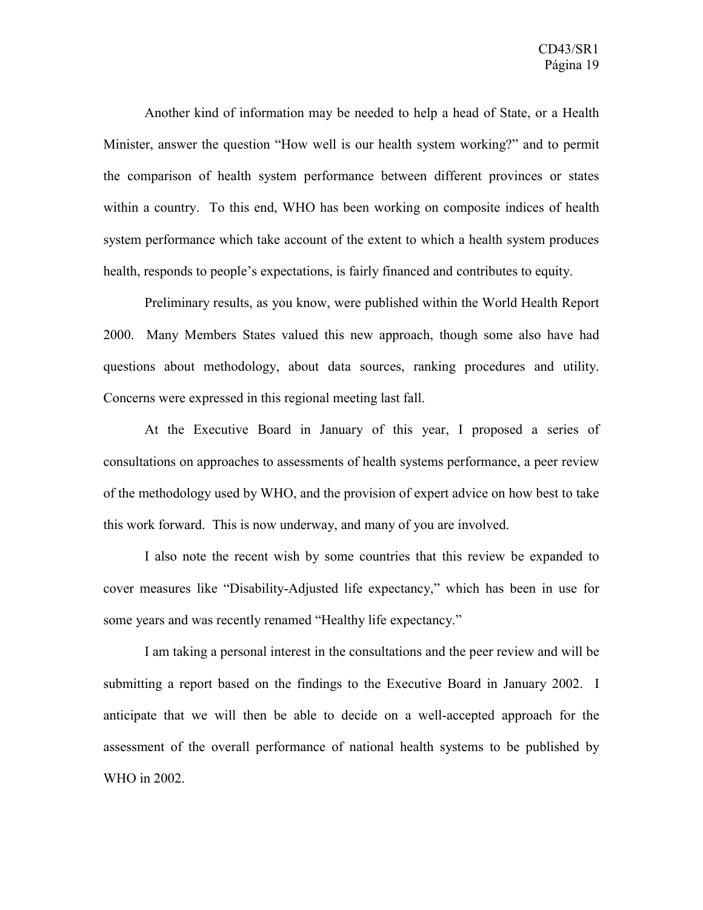Another kind of information may be needed to help a head of State, or a Health Minister, answer the question "How well is our health system working?" and to permit the comparison of health system performance between different provinces or states within a country. To this end, WHO has been working on composite indices of health system performance which take account of the extent to which a health system produces health, responds to people's expectations, is fairly financed and contributes to equity.

Preliminary results, as you know, were published within the World Health Report 2000. Many Members States valued this new approach, though some also have had questions about methodology, about data sources, ranking procedures and utility. Concerns were expressed in this regional meeting last fall.

At the Executive Board in January of this year, I proposed a series of consultations on approaches to assessments of health systems performance, a peer review of the methodology used by WHO, and the provision of expert advice on how best to take this work forward. This is now underway, and many of you are involved.

I also note the recent wish by some countries that this review be expanded to cover measures like "Disability-Adjusted life expectancy," which has been in use for some years and was recently renamed "Healthy life expectancy."

I am taking a personal interest in the consultations and the peer review and will be submitting a report based on the findings to the Executive Board in January 2002. I anticipate that we will then be able to decide on a well-accepted approach for the assessment of the overall performance of national health systems to be published by WHO in 2002.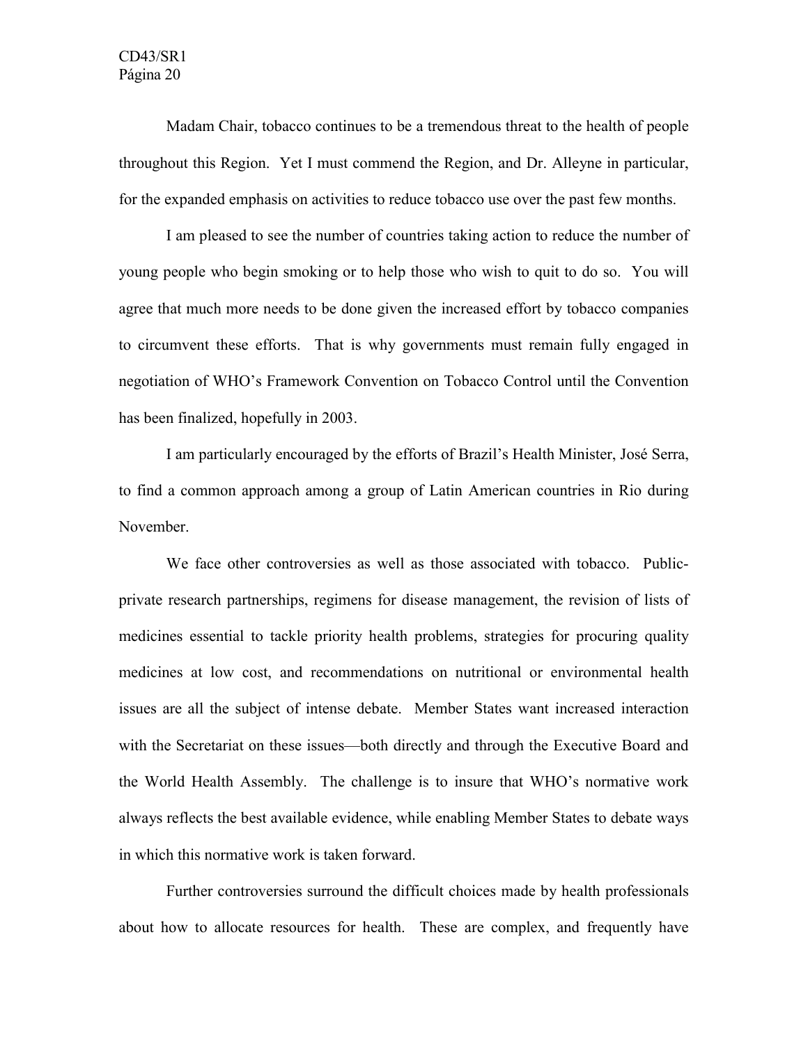Madam Chair, tobacco continues to be a tremendous threat to the health of people throughout this Region. Yet I must commend the Region, and Dr. Alleyne in particular, for the expanded emphasis on activities to reduce tobacco use over the past few months.

I am pleased to see the number of countries taking action to reduce the number of young people who begin smoking or to help those who wish to quit to do so. You will agree that much more needs to be done given the increased effort by tobacco companies to circumvent these efforts. That is why governments must remain fully engaged in negotiation of WHO's Framework Convention on Tobacco Control until the Convention has been finalized, hopefully in 2003.

I am particularly encouraged by the efforts of Brazil's Health Minister, José Serra, to find a common approach among a group of Latin American countries in Rio during November.

We face other controversies as well as those associated with tobacco. Public-private research partnerships, regimens for disease management, the revision of lists of medicines essential to tackle priority health problems, strategies for procuring quality medicines at low cost, and recommendations on nutritional or environmental health issues are all the subject of intense debate. Member States want increased interaction with the Secretariat on these issues—both directly and through the Executive Board and the World Health Assembly. The challenge is to insure that WHO's normative work always reflects the best available evidence, while enabling Member States to debate ways in which this normative work is taken forward.

Further controversies surround the difficult choices made by health professionals about how to allocate resources for health. These are complex, and frequently have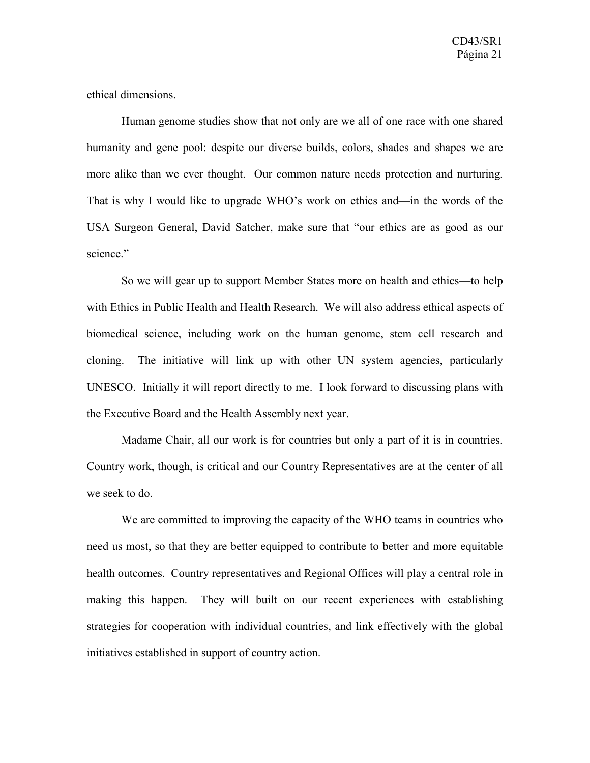ethical dimensions.

Human genome studies show that not only are we all of one race with one shared humanity and gene pool: despite our diverse builds, colors, shades and shapes we are more alike than we ever thought. Our common nature needs protection and nurturing. That is why I would like to upgrade WHO's work on ethics and—in the words of the USA Surgeon General, David Satcher, make sure that "our ethics are as good as our science."

So we will gear up to support Member States more on health and ethics—to help with Ethics in Public Health and Health Research. We will also address ethical aspects of biomedical science, including work on the human genome, stem cell research and cloning. The initiative will link up with other UN system agencies, particularly UNESCO. Initially it will report directly to me. I look forward to discussing plans with the Executive Board and the Health Assembly next year.

Madame Chair, all our work is for countries but only a part of it is in countries. Country work, though, is critical and our Country Representatives are at the center of all we seek to do.

We are committed to improving the capacity of the WHO teams in countries who need us most, so that they are better equipped to contribute to better and more equitable health outcomes. Country representatives and Regional Offices will play a central role in making this happen. They will built on our recent experiences with establishing strategies for cooperation with individual countries, and link effectively with the global initiatives established in support of country action.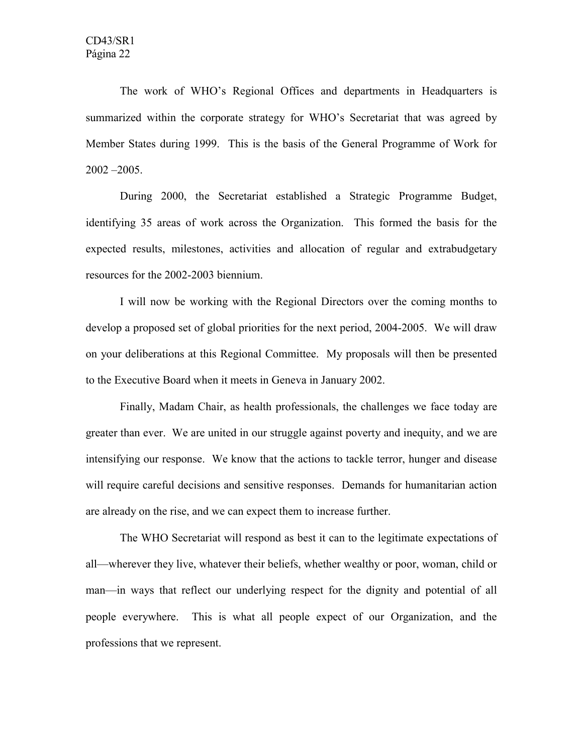The work of WHO's Regional Offices and departments in Headquarters is summarized within the corporate strategy for WHO's Secretariat that was agreed by Member States during 1999. This is the basis of the General Programme of Work for 2002 –2005.

During 2000, the Secretariat established a Strategic Programme Budget, identifying 35 areas of work across the Organization. This formed the basis for the expected results, milestones, activities and allocation of regular and extrabudgetary resources for the 2002-2003 biennium.

I will now be working with the Regional Directors over the coming months to develop a proposed set of global priorities for the next period, 2004-2005. We will draw on your deliberations at this Regional Committee. My proposals will then be presented to the Executive Board when it meets in Geneva in January 2002.

Finally, Madam Chair, as health professionals, the challenges we face today are greater than ever. We are united in our struggle against poverty and inequity, and we are intensifying our response. We know that the actions to tackle terror, hunger and disease will require careful decisions and sensitive responses. Demands for humanitarian action are already on the rise, and we can expect them to increase further.

The WHO Secretariat will respond as best it can to the legitimate expectations of all—wherever they live, whatever their beliefs, whether wealthy or poor, woman, child or man—in ways that reflect our underlying respect for the dignity and potential of all people everywhere. This is what all people expect of our Organization, and the professions that we represent.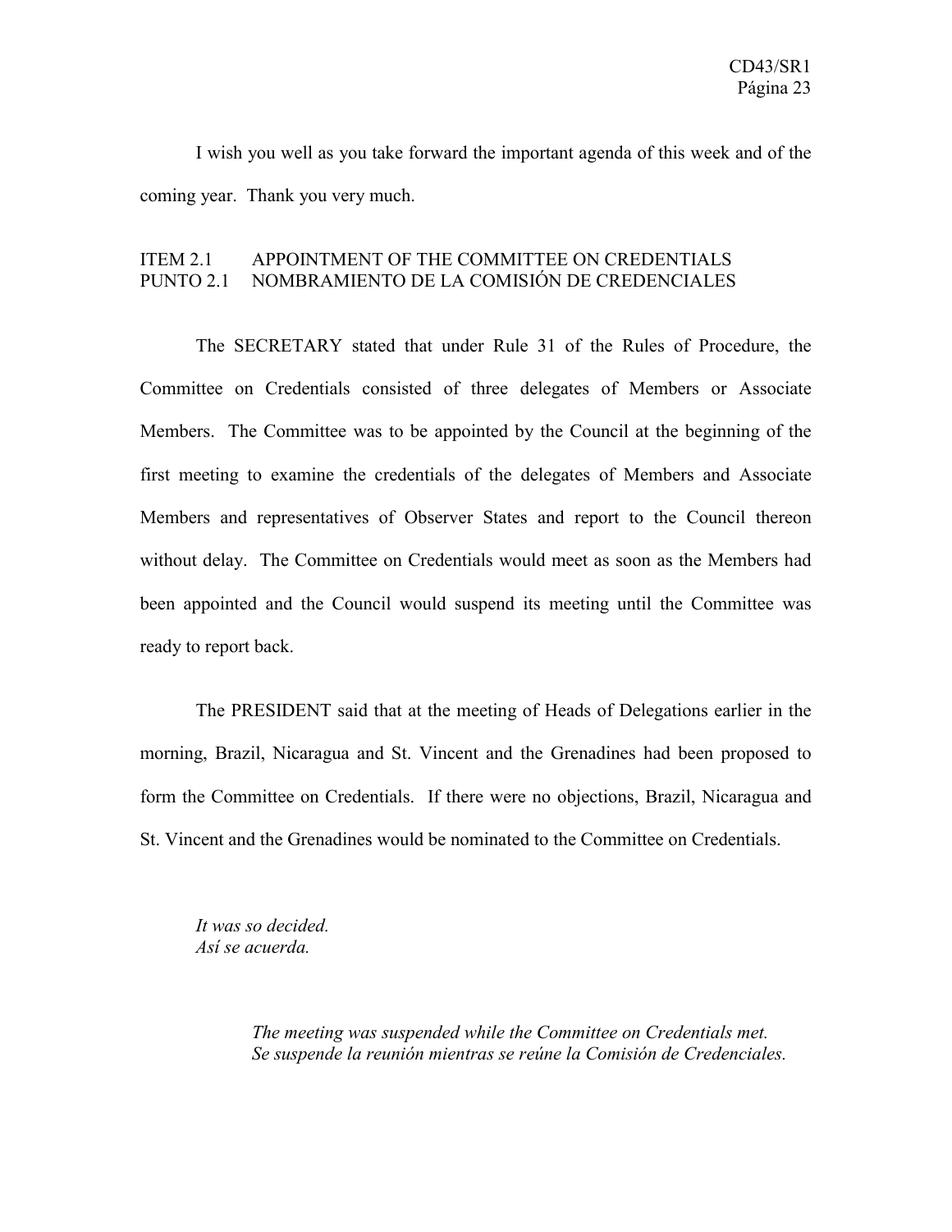I wish you well as you take forward the important agenda of this week and of the coming year. Thank you very much.

ITEM 2.1 APPOINTMENT OF THE COMMITTEE ON CREDENTIALS
PUNTO 2.1 NOMBRAMIENTO DE LA COMISIÓN DE CREDENCIALES

The SECRETARY stated that under Rule 31 of the Rules of Procedure, the Committee on Credentials consisted of three delegates of Members or Associate Members. The Committee was to be appointed by the Council at the beginning of the first meeting to examine the credentials of the delegates of Members and Associate Members and representatives of Observer States and report to the Council thereon without delay. The Committee on Credentials would meet as soon as the Members had been appointed and the Council would suspend its meeting until the Committee was ready to report back.

The PRESIDENT said that at the meeting of Heads of Delegations earlier in the morning, Brazil, Nicaragua and St. Vincent and the Grenadines had been proposed to form the Committee on Credentials. If there were no objections, Brazil, Nicaragua and St. Vincent and the Grenadines would be nominated to the Committee on Credentials.

*It was so decided.*
*Así se acuerda.*

*The meeting was suspended while the Committee on Credentials met.*
*Se suspende la reunión mientras se reúne la Comisión de Credenciales.*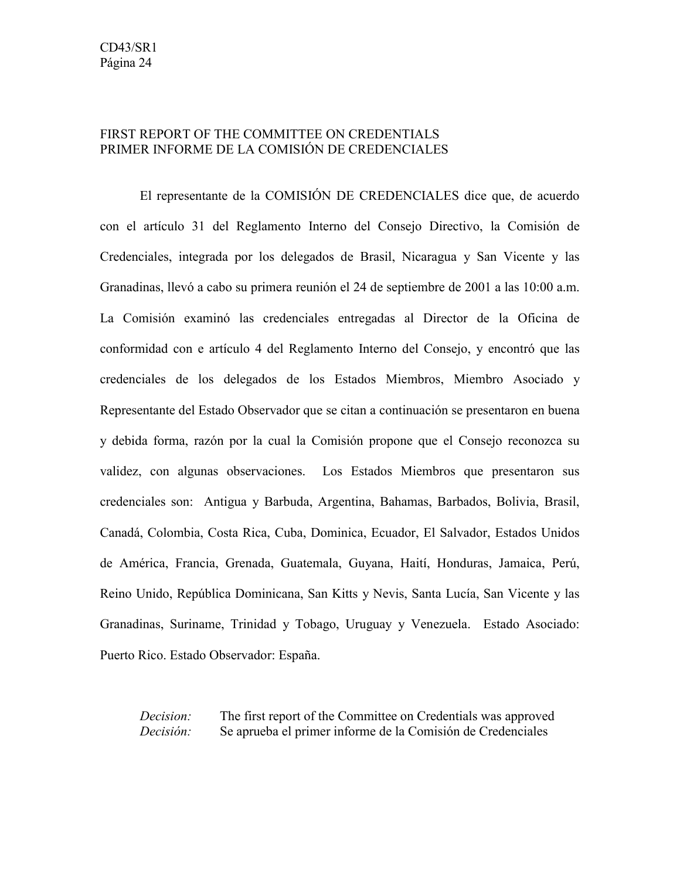FIRST REPORT OF THE COMMITTEE ON CREDENTIALS
PRIMER INFORME DE LA COMISIÓN DE CREDENCIALES

El representante de la COMISIÓN DE CREDENCIALES dice que, de acuerdo con el artículo 31 del Reglamento Interno del Consejo Directivo, la Comisión de Credenciales, integrada por los delegados de Brasil, Nicaragua y San Vicente y las Granadinas, llevó a cabo su primera reunión el 24 de septiembre de 2001 a las 10:00 a.m. La Comisión examinó las credenciales entregadas al Director de la Oficina de conformidad con e artículo 4 del Reglamento Interno del Consejo, y encontró que las credenciales de los delegados de los Estados Miembros, Miembro Asociado y Representante del Estado Observador que se citan a continuación se presentaron en buena y debida forma, razón por la cual la Comisión propone que el Consejo reconozca su validez, con algunas observaciones. Los Estados Miembros que presentaron sus credenciales son: Antigua y Barbuda, Argentina, Bahamas, Barbados, Bolivia, Brasil, Canadá, Colombia, Costa Rica, Cuba, Dominica, Ecuador, El Salvador, Estados Unidos de América, Francia, Grenada, Guatemala, Guyana, Haití, Honduras, Jamaica, Perú, Reino Unido, República Dominicana, San Kitts y Nevis, Santa Lucía, San Vicente y las Granadinas, Suriname, Trinidad y Tobago, Uruguay y Venezuela. Estado Asociado: Puerto Rico. Estado Observador: España.

*Decision:* The first report of the Committee on Credentials was approved
*Decisión:* Se aprueba el primer informe de la Comisión de Credenciales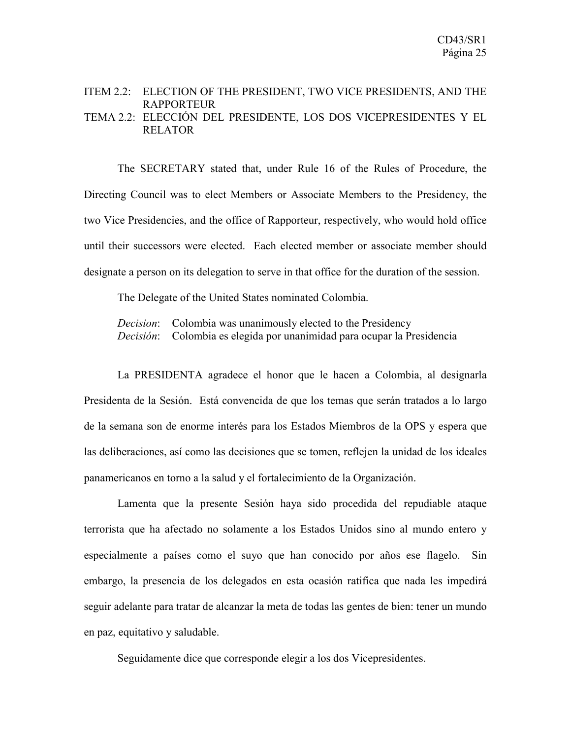ITEM 2.2: ELECTION OF THE PRESIDENT, TWO VICE PRESIDENTS, AND THE RAPPORTEUR
TEMA 2.2: ELECCIÓN DEL PRESIDENTE, LOS DOS VICEPRESIDENTES Y EL RELATOR

The SECRETARY stated that, under Rule 16 of the Rules of Procedure, the Directing Council was to elect Members or Associate Members to the Presidency, the two Vice Presidencies, and the office of Rapporteur, respectively, who would hold office until their successors were elected. Each elected member or associate member should designate a person on its delegation to serve in that office for the duration of the session.

The Delegate of the United States nominated Colombia.

*Decision*: Colombia was unanimously elected to the Presidency
*Decisión*: Colombia es elegida por unanimidad para ocupar la Presidencia

La PRESIDENTA agradece el honor que le hacen a Colombia, al designarla Presidenta de la Sesión. Está convencida de que los temas que serán tratados a lo largo de la semana son de enorme interés para los Estados Miembros de la OPS y espera que las deliberaciones, así como las decisiones que se tomen, reflejen la unidad de los ideales panamericanos en torno a la salud y el fortalecimiento de la Organización.

Lamenta que la presente Sesión haya sido procedida del repudiable ataque terrorista que ha afectado no solamente a los Estados Unidos sino al mundo entero y especialmente a países como el suyo que han conocido por años ese flagelo. Sin embargo, la presencia de los delegados en esta ocasión ratifica que nada les impedirá seguir adelante para tratar de alcanzar la meta de todas las gentes de bien: tener un mundo en paz, equitativo y saludable.

Seguidamente dice que corresponde elegir a los dos Vicepresidentes.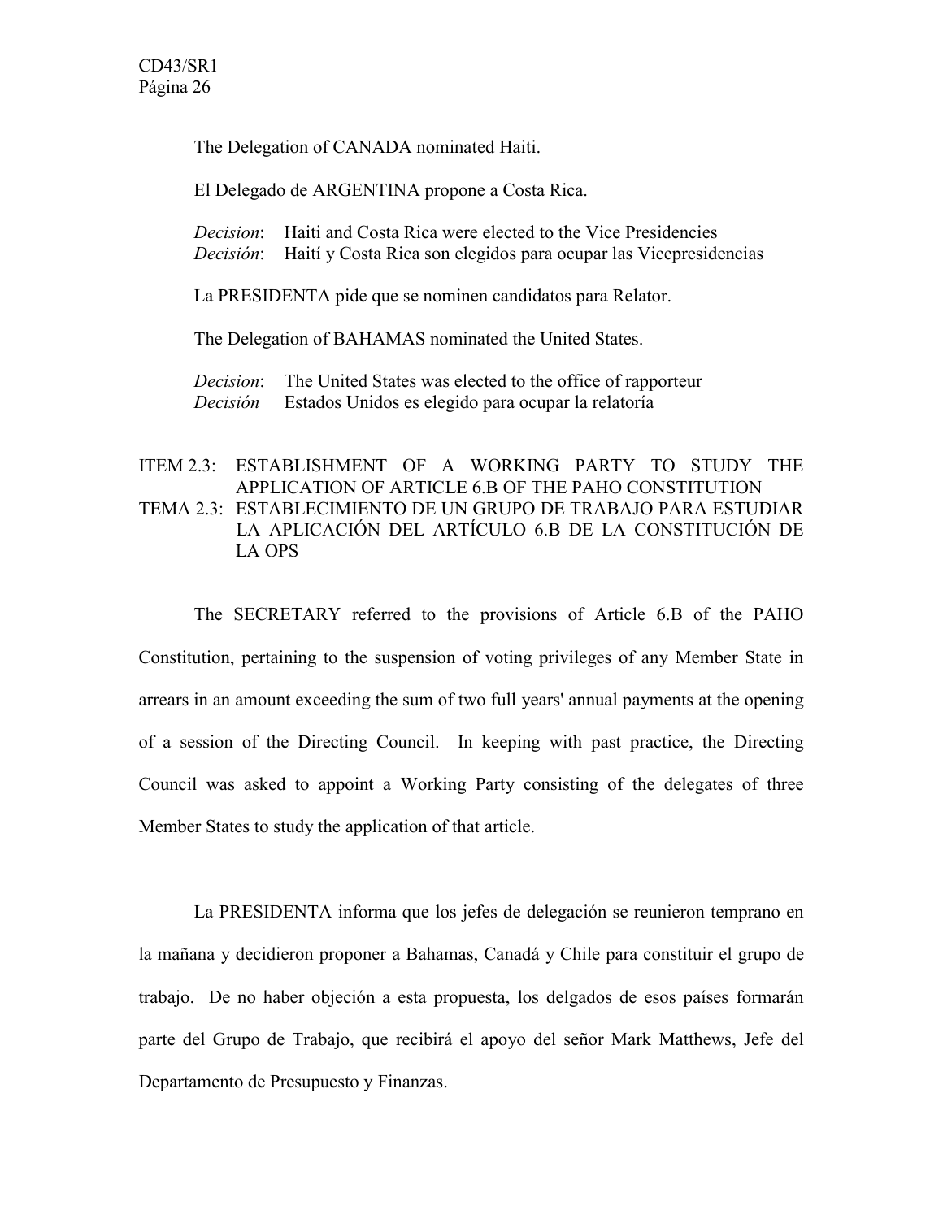The Delegation of CANADA nominated Haiti.

El Delegado de ARGENTINA propone a Costa Rica.

*Decision*: Haiti and Costa Rica were elected to the Vice Presidencies
*Decisión*: Haití y Costa Rica son elegidos para ocupar las Vicepresidencias

La PRESIDENTA pide que se nominen candidatos para Relator.

The Delegation of BAHAMAS nominated the United States.

*Decision*: The United States was elected to the office of rapporteur
*Decisión* Estados Unidos es elegido para ocupar la relatoría

## ITEM 2.3: ESTABLISHMENT OF A WORKING PARTY TO STUDY THE APPLICATION OF ARTICLE 6.B OF THE PAHO CONSTITUTION
## TEMA 2.3: ESTABLECIMIENTO DE UN GRUPO DE TRABAJO PARA ESTUDIAR LA APLICACIÓN DEL ARTÍCULO 6.B DE LA CONSTITUCIÓN DE LA OPS

The SECRETARY referred to the provisions of Article 6.B of the PAHO Constitution, pertaining to the suspension of voting privileges of any Member State in arrears in an amount exceeding the sum of two full years' annual payments at the opening of a session of the Directing Council. In keeping with past practice, the Directing Council was asked to appoint a Working Party consisting of the delegates of three Member States to study the application of that article.

La PRESIDENTA informa que los jefes de delegación se reunieron temprano en la mañana y decidieron proponer a Bahamas, Canadá y Chile para constituir el grupo de trabajo. De no haber objeción a esta propuesta, los delgados de esos países formarán parte del Grupo de Trabajo, que recibirá el apoyo del señor Mark Matthews, Jefe del Departamento de Presupuesto y Finanzas.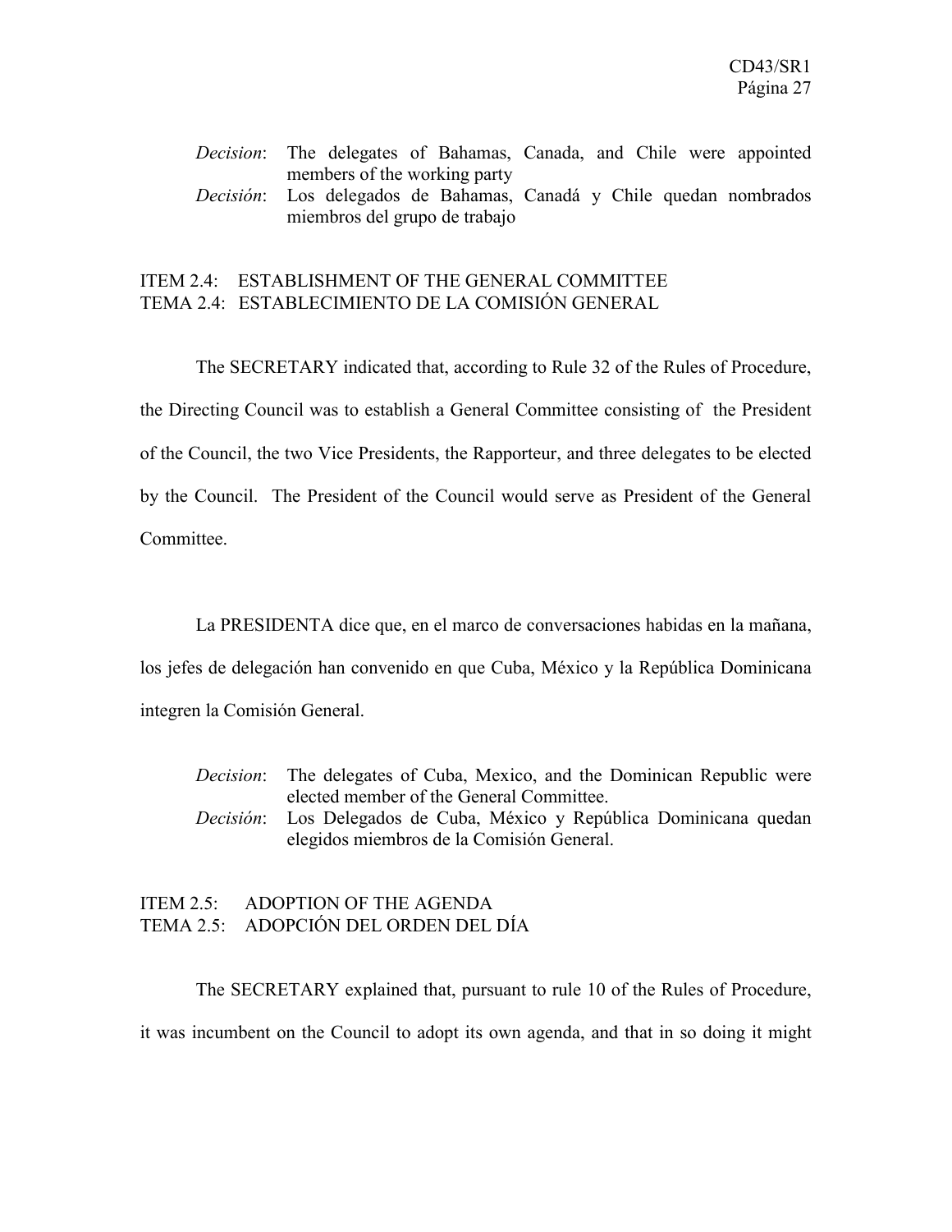*Decision*: The delegates of Bahamas, Canada, and Chile were appointed members of the working party

*Decisión*: Los delegados de Bahamas, Canadá y Chile quedan nombrados miembros del grupo de trabajo

## ITEM 2.4: ESTABLISHMENT OF THE GENERAL COMMITTEE
## TEMA 2.4: ESTABLECIMIENTO DE LA COMISIÓN GENERAL

The SECRETARY indicated that, according to Rule 32 of the Rules of Procedure, the Directing Council was to establish a General Committee consisting of the President of the Council, the two Vice Presidents, the Rapporteur, and three delegates to be elected by the Council. The President of the Council would serve as President of the General Committee.

La PRESIDENTA dice que, en el marco de conversaciones habidas en la mañana, los jefes de delegación han convenido en que Cuba, México y la República Dominicana integren la Comisión General.

*Decision*: The delegates of Cuba, Mexico, and the Dominican Republic were elected member of the General Committee.

*Decisión*: Los Delegados de Cuba, México y República Dominicana quedan elegidos miembros de la Comisión General.

## ITEM 2.5: ADOPTION OF THE AGENDA
## TEMA 2.5: ADOPCIÓN DEL ORDEN DEL DÍA

The SECRETARY explained that, pursuant to rule 10 of the Rules of Procedure, it was incumbent on the Council to adopt its own agenda, and that in so doing it might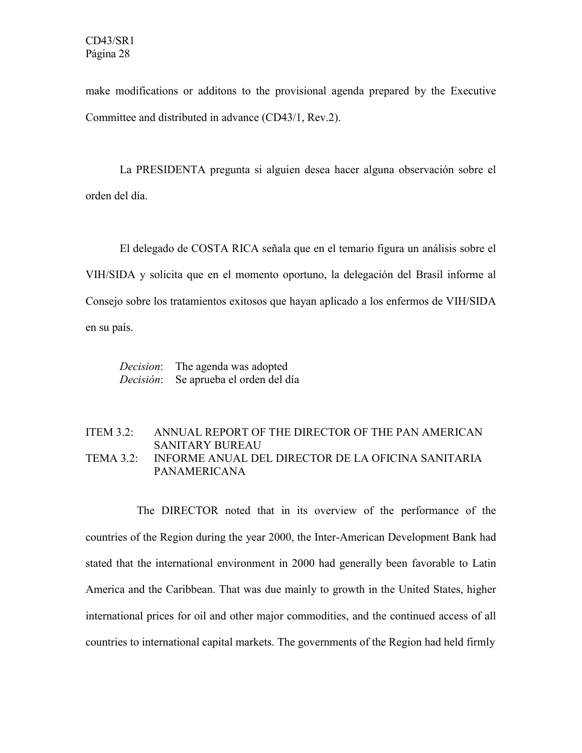make modifications or additons to the provisional agenda prepared by the Executive Committee and distributed in advance (CD43/1, Rev.2).

La PRESIDENTA pregunta si alguien desea hacer alguna observación sobre el orden del día.

El delegado de COSTA RICA señala que en el temario figura un análisis sobre el VIH/SIDA y solicita que en el momento oportuno, la delegación del Brasil informe al Consejo sobre los tratamientos exitosos que hayan aplicado a los enfermos de VIH/SIDA en su país.

*Decision*: The agenda was adopted
*Decisión*: Se aprueba el orden del día

## ITEM 3.2: ANNUAL REPORT OF THE DIRECTOR OF THE PAN AMERICAN SANITARY BUREAU
## TEMA 3.2: INFORME ANUAL DEL DIRECTOR DE LA OFICINA SANITARIA PANAMERICANA

The DIRECTOR noted that in its overview of the performance of the countries of the Region during the year 2000, the Inter-American Development Bank had stated that the international environment in 2000 had generally been favorable to Latin America and the Caribbean. That was due mainly to growth in the United States, higher international prices for oil and other major commodities, and the continued access of all countries to international capital markets. The governments of the Region had held firmly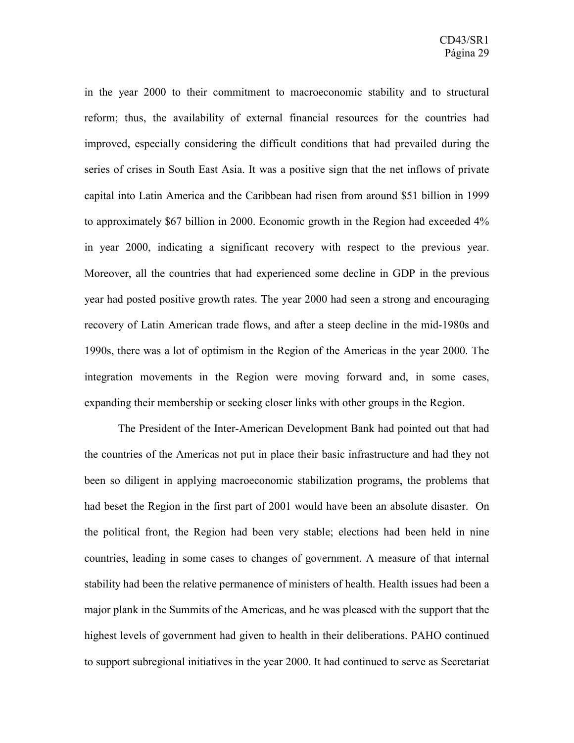in the year 2000 to their commitment to macroeconomic stability and to structural reform; thus, the availability of external financial resources for the countries had improved, especially considering the difficult conditions that had prevailed during the series of crises in South East Asia. It was a positive sign that the net inflows of private capital into Latin America and the Caribbean had risen from around $51 billion in 1999 to approximately $67 billion in 2000. Economic growth in the Region had exceeded 4% in year 2000, indicating a significant recovery with respect to the previous year. Moreover, all the countries that had experienced some decline in GDP in the previous year had posted positive growth rates. The year 2000 had seen a strong and encouraging recovery of Latin American trade flows, and after a steep decline in the mid-1980s and 1990s, there was a lot of optimism in the Region of the Americas in the year 2000. The integration movements in the Region were moving forward and, in some cases, expanding their membership or seeking closer links with other groups in the Region.

The President of the Inter-American Development Bank had pointed out that had the countries of the Americas not put in place their basic infrastructure and had they not been so diligent in applying macroeconomic stabilization programs, the problems that had beset the Region in the first part of 2001 would have been an absolute disaster. On the political front, the Region had been very stable; elections had been held in nine countries, leading in some cases to changes of government. A measure of that internal stability had been the relative permanence of ministers of health. Health issues had been a major plank in the Summits of the Americas, and he was pleased with the support that the highest levels of government had given to health in their deliberations. PAHO continued to support subregional initiatives in the year 2000. It had continued to serve as Secretariat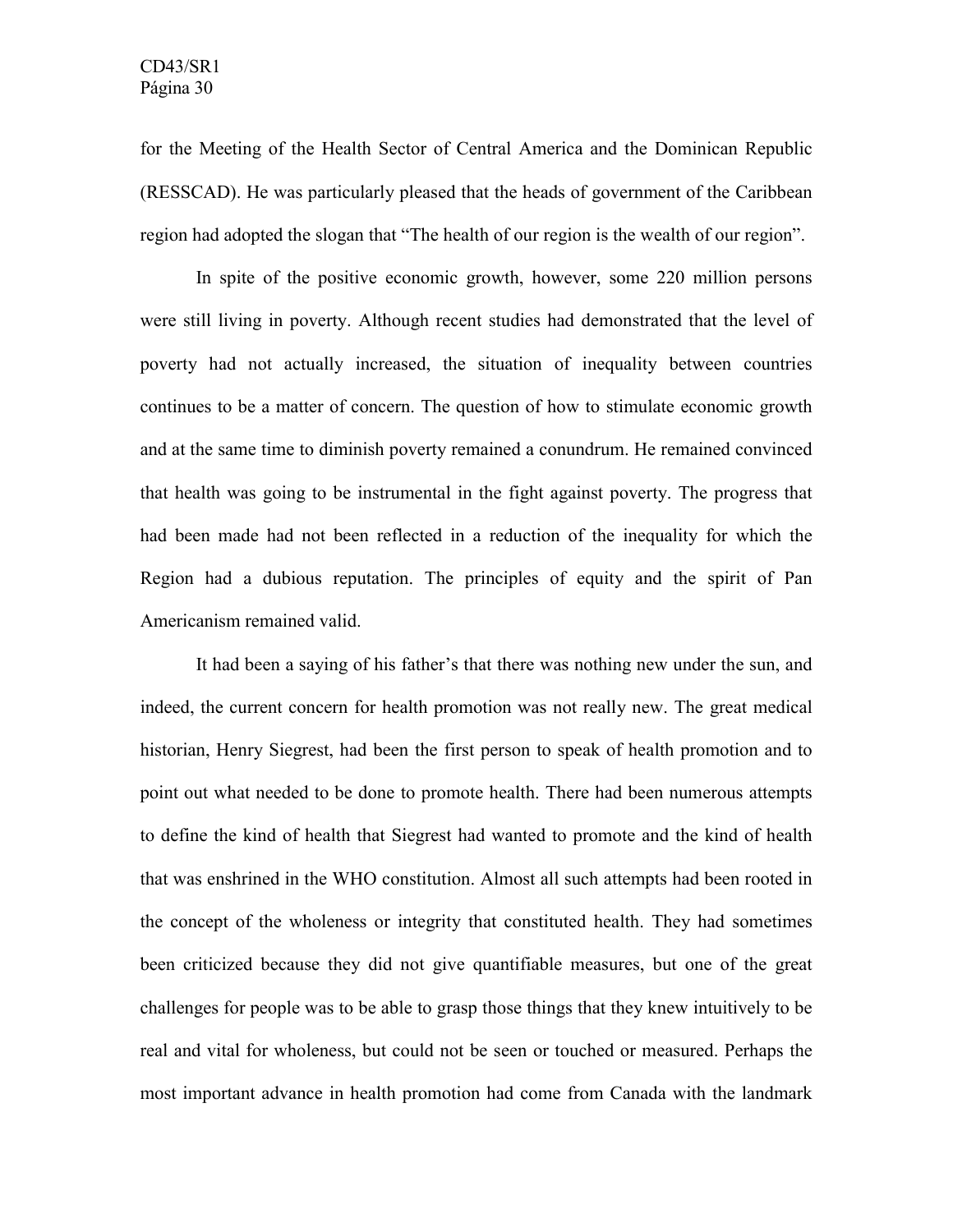for the Meeting of the Health Sector of Central America and the Dominican Republic (RESSCAD). He was particularly pleased that the heads of government of the Caribbean region had adopted the slogan that "The health of our region is the wealth of our region".

In spite of the positive economic growth, however, some 220 million persons were still living in poverty. Although recent studies had demonstrated that the level of poverty had not actually increased, the situation of inequality between countries continues to be a matter of concern. The question of how to stimulate economic growth and at the same time to diminish poverty remained a conundrum. He remained convinced that health was going to be instrumental in the fight against poverty. The progress that had been made had not been reflected in a reduction of the inequality for which the Region had a dubious reputation. The principles of equity and the spirit of Pan Americanism remained valid.

It had been a saying of his father's that there was nothing new under the sun, and indeed, the current concern for health promotion was not really new. The great medical historian, Henry Siegrest, had been the first person to speak of health promotion and to point out what needed to be done to promote health. There had been numerous attempts to define the kind of health that Siegrest had wanted to promote and the kind of health that was enshrined in the WHO constitution. Almost all such attempts had been rooted in the concept of the wholeness or integrity that constituted health. They had sometimes been criticized because they did not give quantifiable measures, but one of the great challenges for people was to be able to grasp those things that they knew intuitively to be real and vital for wholeness, but could not be seen or touched or measured. Perhaps the most important advance in health promotion had come from Canada with the landmark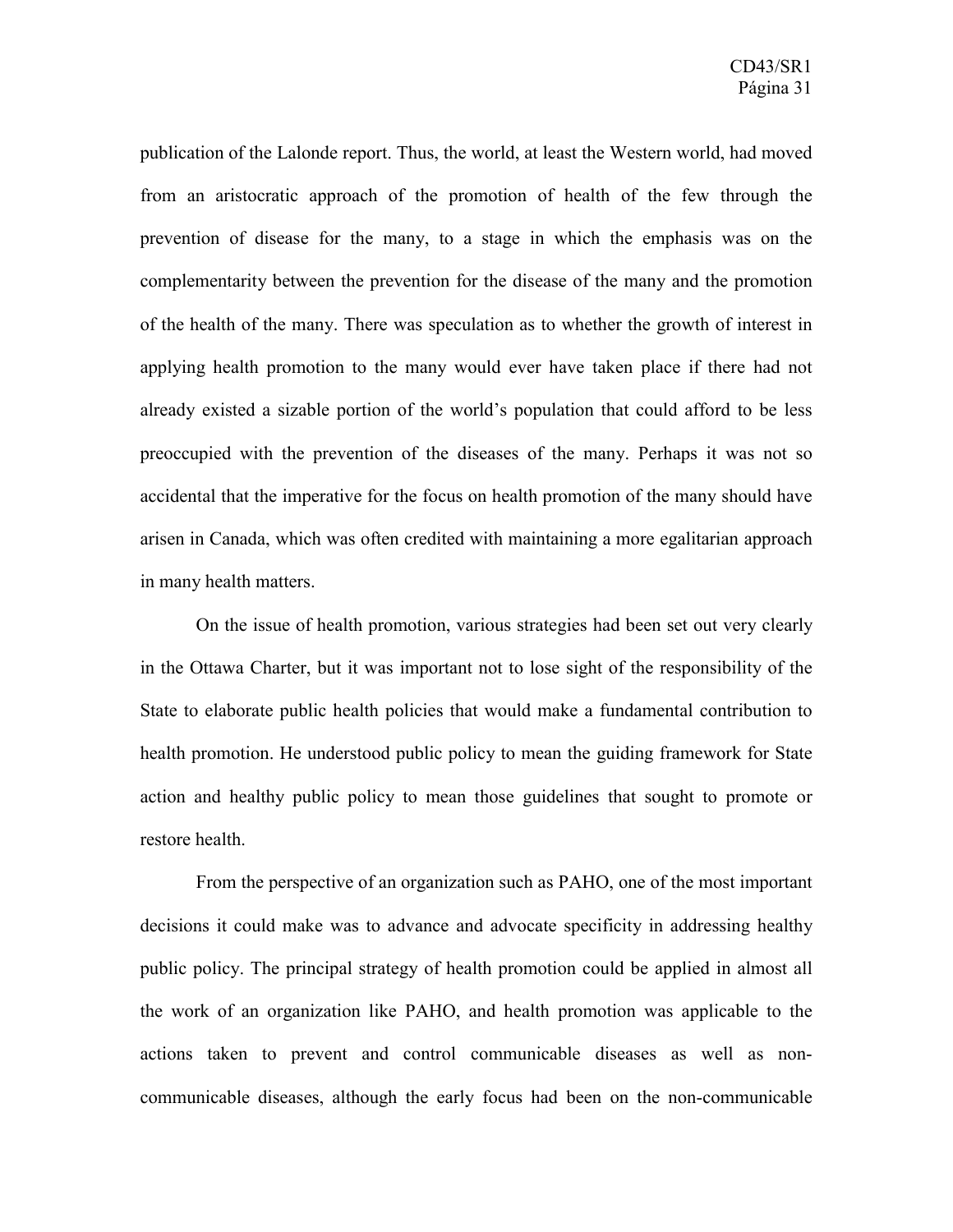publication of the Lalonde report. Thus, the world, at least the Western world, had moved from an aristocratic approach of the promotion of health of the few through the prevention of disease for the many, to a stage in which the emphasis was on the complementarity between the prevention for the disease of the many and the promotion of the health of the many. There was speculation as to whether the growth of interest in applying health promotion to the many would ever have taken place if there had not already existed a sizable portion of the world's population that could afford to be less preoccupied with the prevention of the diseases of the many. Perhaps it was not so accidental that the imperative for the focus on health promotion of the many should have arisen in Canada, which was often credited with maintaining a more egalitarian approach in many health matters.

On the issue of health promotion, various strategies had been set out very clearly in the Ottawa Charter, but it was important not to lose sight of the responsibility of the State to elaborate public health policies that would make a fundamental contribution to health promotion. He understood public policy to mean the guiding framework for State action and healthy public policy to mean those guidelines that sought to promote or restore health.

From the perspective of an organization such as PAHO, one of the most important decisions it could make was to advance and advocate specificity in addressing healthy public policy. The principal strategy of health promotion could be applied in almost all the work of an organization like PAHO, and health promotion was applicable to the actions taken to prevent and control communicable diseases as well as non-communicable diseases, although the early focus had been on the non-communicable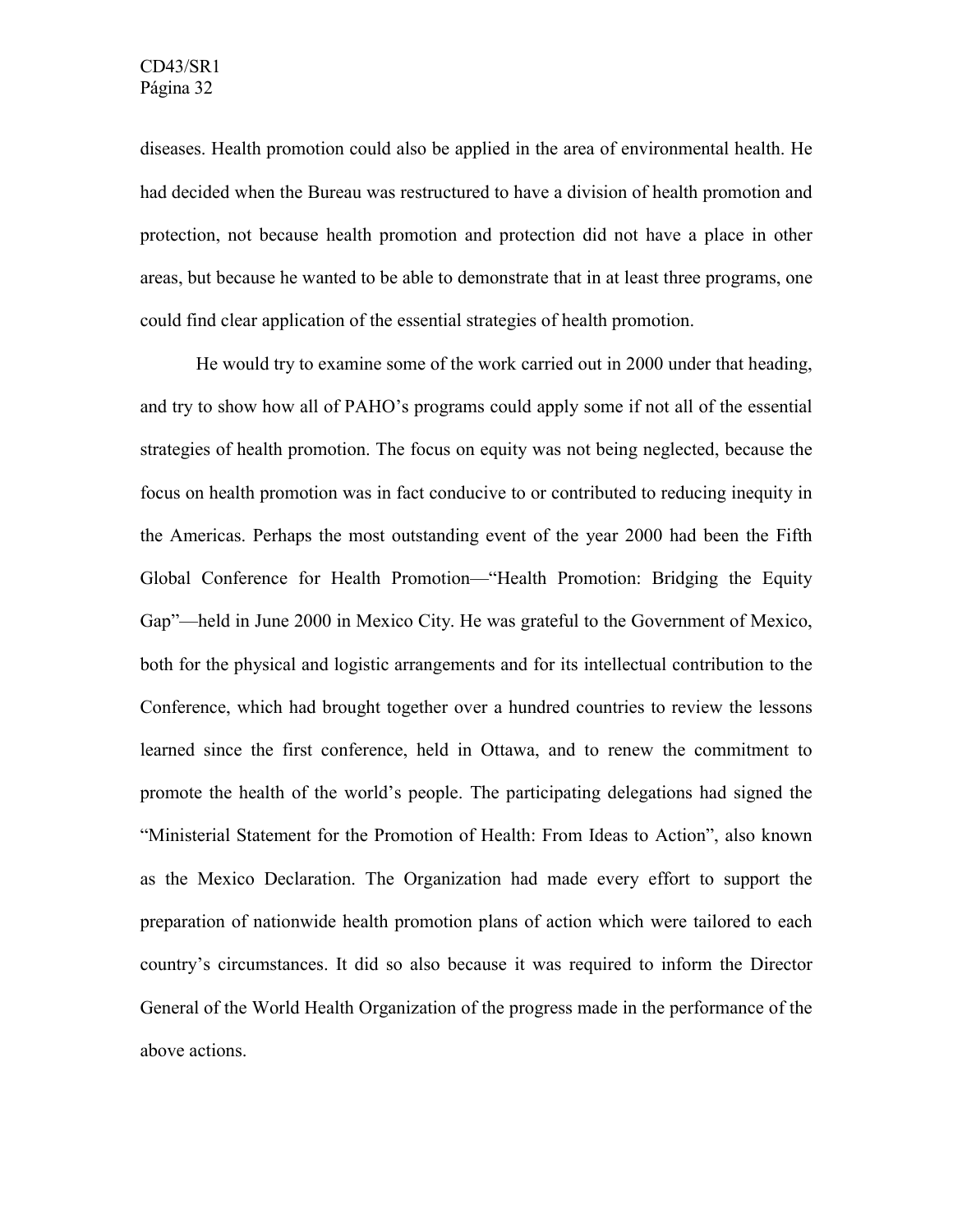diseases. Health promotion could also be applied in the area of environmental health. He had decided when the Bureau was restructured to have a division of health promotion and protection, not because health promotion and protection did not have a place in other areas, but because he wanted to be able to demonstrate that in at least three programs, one could find clear application of the essential strategies of health promotion.

He would try to examine some of the work carried out in 2000 under that heading, and try to show how all of PAHO's programs could apply some if not all of the essential strategies of health promotion. The focus on equity was not being neglected, because the focus on health promotion was in fact conducive to or contributed to reducing inequity in the Americas. Perhaps the most outstanding event of the year 2000 had been the Fifth Global Conference for Health Promotion—"Health Promotion: Bridging the Equity Gap"—held in June 2000 in Mexico City. He was grateful to the Government of Mexico, both for the physical and logistic arrangements and for its intellectual contribution to the Conference, which had brought together over a hundred countries to review the lessons learned since the first conference, held in Ottawa, and to renew the commitment to promote the health of the world's people. The participating delegations had signed the "Ministerial Statement for the Promotion of Health: From Ideas to Action", also known as the Mexico Declaration. The Organization had made every effort to support the preparation of nationwide health promotion plans of action which were tailored to each country's circumstances. It did so also because it was required to inform the Director General of the World Health Organization of the progress made in the performance of the above actions.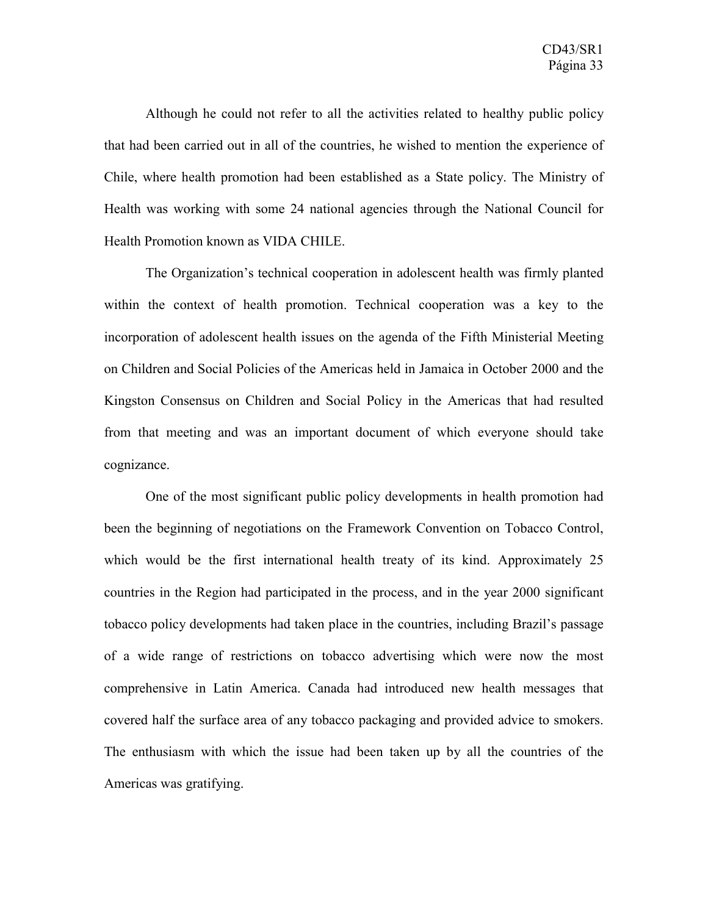Although he could not refer to all the activities related to healthy public policy that had been carried out in all of the countries, he wished to mention the experience of Chile, where health promotion had been established as a State policy. The Ministry of Health was working with some 24 national agencies through the National Council for Health Promotion known as VIDA CHILE.

The Organization's technical cooperation in adolescent health was firmly planted within the context of health promotion. Technical cooperation was a key to the incorporation of adolescent health issues on the agenda of the Fifth Ministerial Meeting on Children and Social Policies of the Americas held in Jamaica in October 2000 and the Kingston Consensus on Children and Social Policy in the Americas that had resulted from that meeting and was an important document of which everyone should take cognizance.

One of the most significant public policy developments in health promotion had been the beginning of negotiations on the Framework Convention on Tobacco Control, which would be the first international health treaty of its kind. Approximately 25 countries in the Region had participated in the process, and in the year 2000 significant tobacco policy developments had taken place in the countries, including Brazil's passage of a wide range of restrictions on tobacco advertising which were now the most comprehensive in Latin America. Canada had introduced new health messages that covered half the surface area of any tobacco packaging and provided advice to smokers. The enthusiasm with which the issue had been taken up by all the countries of the Americas was gratifying.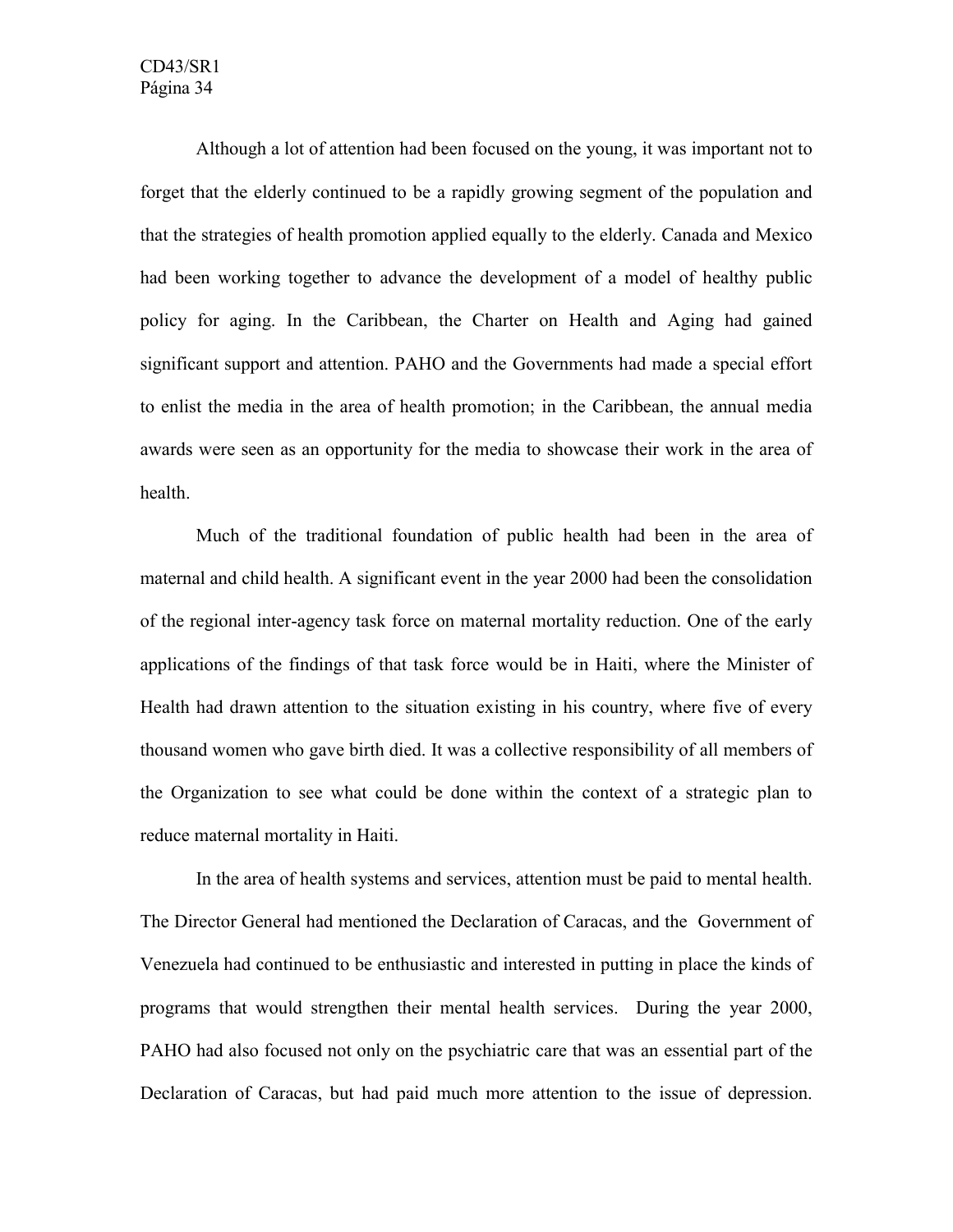Although a lot of attention had been focused on the young, it was important not to forget that the elderly continued to be a rapidly growing segment of the population and that the strategies of health promotion applied equally to the elderly. Canada and Mexico had been working together to advance the development of a model of healthy public policy for aging. In the Caribbean, the Charter on Health and Aging had gained significant support and attention. PAHO and the Governments had made a special effort to enlist the media in the area of health promotion; in the Caribbean, the annual media awards were seen as an opportunity for the media to showcase their work in the area of health.

Much of the traditional foundation of public health had been in the area of maternal and child health. A significant event in the year 2000 had been the consolidation of the regional inter-agency task force on maternal mortality reduction. One of the early applications of the findings of that task force would be in Haiti, where the Minister of Health had drawn attention to the situation existing in his country, where five of every thousand women who gave birth died. It was a collective responsibility of all members of the Organization to see what could be done within the context of a strategic plan to reduce maternal mortality in Haiti.

In the area of health systems and services, attention must be paid to mental health. The Director General had mentioned the Declaration of Caracas, and the Government of Venezuela had continued to be enthusiastic and interested in putting in place the kinds of programs that would strengthen their mental health services. During the year 2000, PAHO had also focused not only on the psychiatric care that was an essential part of the Declaration of Caracas, but had paid much more attention to the issue of depression.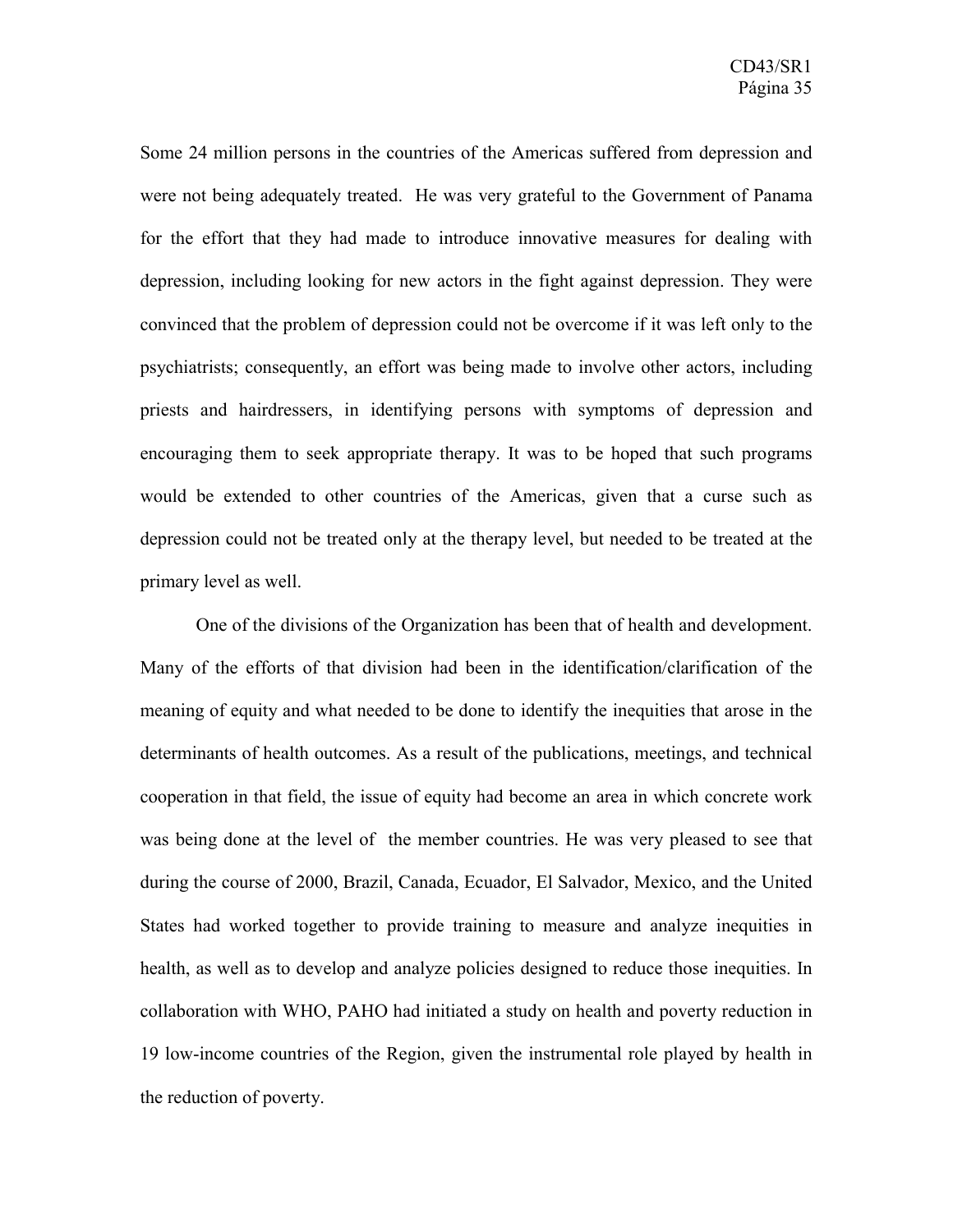Some 24 million persons in the countries of the Americas suffered from depression and were not being adequately treated. He was very grateful to the Government of Panama for the effort that they had made to introduce innovative measures for dealing with depression, including looking for new actors in the fight against depression. They were convinced that the problem of depression could not be overcome if it was left only to the psychiatrists; consequently, an effort was being made to involve other actors, including priests and hairdressers, in identifying persons with symptoms of depression and encouraging them to seek appropriate therapy. It was to be hoped that such programs would be extended to other countries of the Americas, given that a curse such as depression could not be treated only at the therapy level, but needed to be treated at the primary level as well.

One of the divisions of the Organization has been that of health and development. Many of the efforts of that division had been in the identification/clarification of the meaning of equity and what needed to be done to identify the inequities that arose in the determinants of health outcomes. As a result of the publications, meetings, and technical cooperation in that field, the issue of equity had become an area in which concrete work was being done at the level of the member countries. He was very pleased to see that during the course of 2000, Brazil, Canada, Ecuador, El Salvador, Mexico, and the United States had worked together to provide training to measure and analyze inequities in health, as well as to develop and analyze policies designed to reduce those inequities. In collaboration with WHO, PAHO had initiated a study on health and poverty reduction in 19 low-income countries of the Region, given the instrumental role played by health in the reduction of poverty.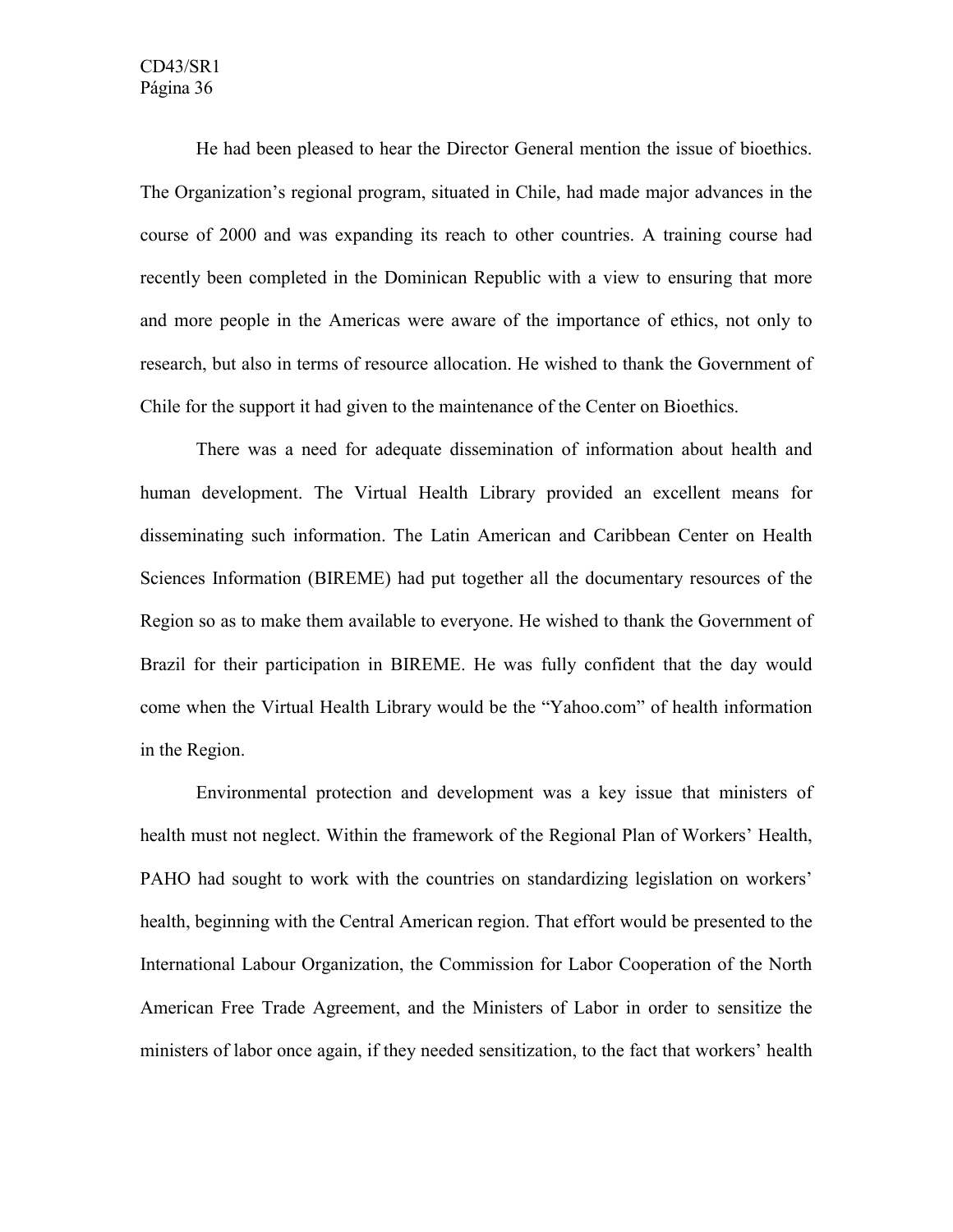He had been pleased to hear the Director General mention the issue of bioethics. The Organization's regional program, situated in Chile, had made major advances in the course of 2000 and was expanding its reach to other countries. A training course had recently been completed in the Dominican Republic with a view to ensuring that more and more people in the Americas were aware of the importance of ethics, not only to research, but also in terms of resource allocation. He wished to thank the Government of Chile for the support it had given to the maintenance of the Center on Bioethics.

There was a need for adequate dissemination of information about health and human development. The Virtual Health Library provided an excellent means for disseminating such information. The Latin American and Caribbean Center on Health Sciences Information (BIREME) had put together all the documentary resources of the Region so as to make them available to everyone. He wished to thank the Government of Brazil for their participation in BIREME. He was fully confident that the day would come when the Virtual Health Library would be the "Yahoo.com" of health information in the Region.

Environmental protection and development was a key issue that ministers of health must not neglect. Within the framework of the Regional Plan of Workers' Health, PAHO had sought to work with the countries on standardizing legislation on workers' health, beginning with the Central American region. That effort would be presented to the International Labour Organization, the Commission for Labor Cooperation of the North American Free Trade Agreement, and the Ministers of Labor in order to sensitize the ministers of labor once again, if they needed sensitization, to the fact that workers' health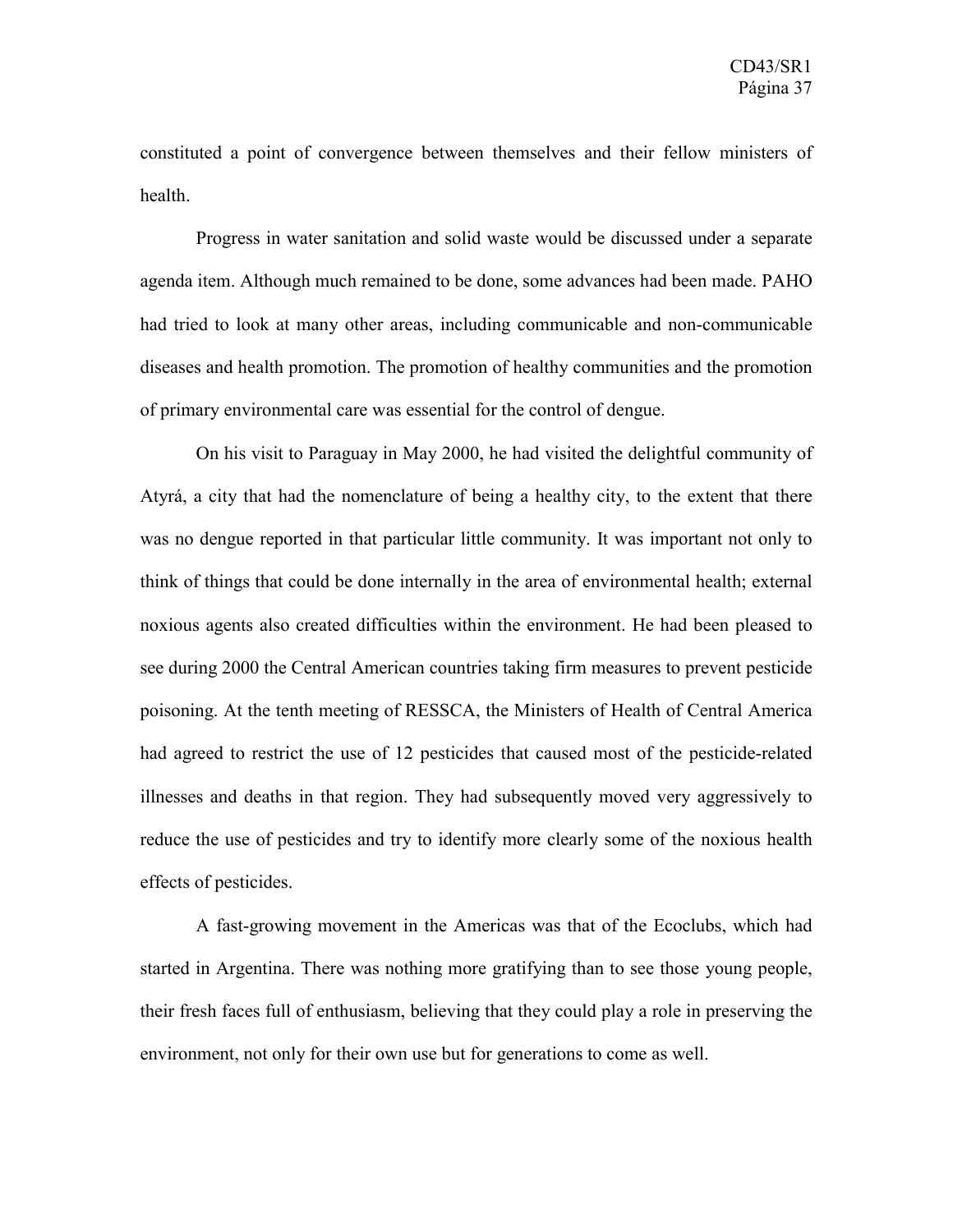constituted a point of convergence between themselves and their fellow ministers of health.

Progress in water sanitation and solid waste would be discussed under a separate agenda item. Although much remained to be done, some advances had been made. PAHO had tried to look at many other areas, including communicable and non-communicable diseases and health promotion. The promotion of healthy communities and the promotion of primary environmental care was essential for the control of dengue.

On his visit to Paraguay in May 2000, he had visited the delightful community of Atyrá, a city that had the nomenclature of being a healthy city, to the extent that there was no dengue reported in that particular little community. It was important not only to think of things that could be done internally in the area of environmental health; external noxious agents also created difficulties within the environment. He had been pleased to see during 2000 the Central American countries taking firm measures to prevent pesticide poisoning. At the tenth meeting of RESSCA, the Ministers of Health of Central America had agreed to restrict the use of 12 pesticides that caused most of the pesticide-related illnesses and deaths in that region. They had subsequently moved very aggressively to reduce the use of pesticides and try to identify more clearly some of the noxious health effects of pesticides.

A fast-growing movement in the Americas was that of the Ecoclubs, which had started in Argentina. There was nothing more gratifying than to see those young people, their fresh faces full of enthusiasm, believing that they could play a role in preserving the environment, not only for their own use but for generations to come as well.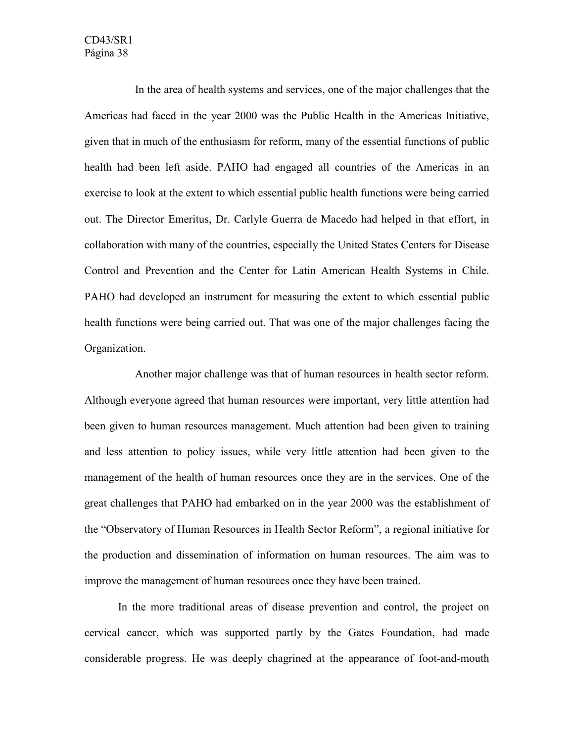In the area of health systems and services, one of the major challenges that the Americas had faced in the year 2000 was the Public Health in the Americas Initiative, given that in much of the enthusiasm for reform, many of the essential functions of public health had been left aside. PAHO had engaged all countries of the Americas in an exercise to look at the extent to which essential public health functions were being carried out. The Director Emeritus, Dr. Carlyle Guerra de Macedo had helped in that effort, in collaboration with many of the countries, especially the United States Centers for Disease Control and Prevention and the Center for Latin American Health Systems in Chile. PAHO had developed an instrument for measuring the extent to which essential public health functions were being carried out. That was one of the major challenges facing the Organization.

Another major challenge was that of human resources in health sector reform. Although everyone agreed that human resources were important, very little attention had been given to human resources management. Much attention had been given to training and less attention to policy issues, while very little attention had been given to the management of the health of human resources once they are in the services. One of the great challenges that PAHO had embarked on in the year 2000 was the establishment of the "Observatory of Human Resources in Health Sector Reform", a regional initiative for the production and dissemination of information on human resources. The aim was to improve the management of human resources once they have been trained.

In the more traditional areas of disease prevention and control, the project on cervical cancer, which was supported partly by the Gates Foundation, had made considerable progress. He was deeply chagrined at the appearance of foot-and-mouth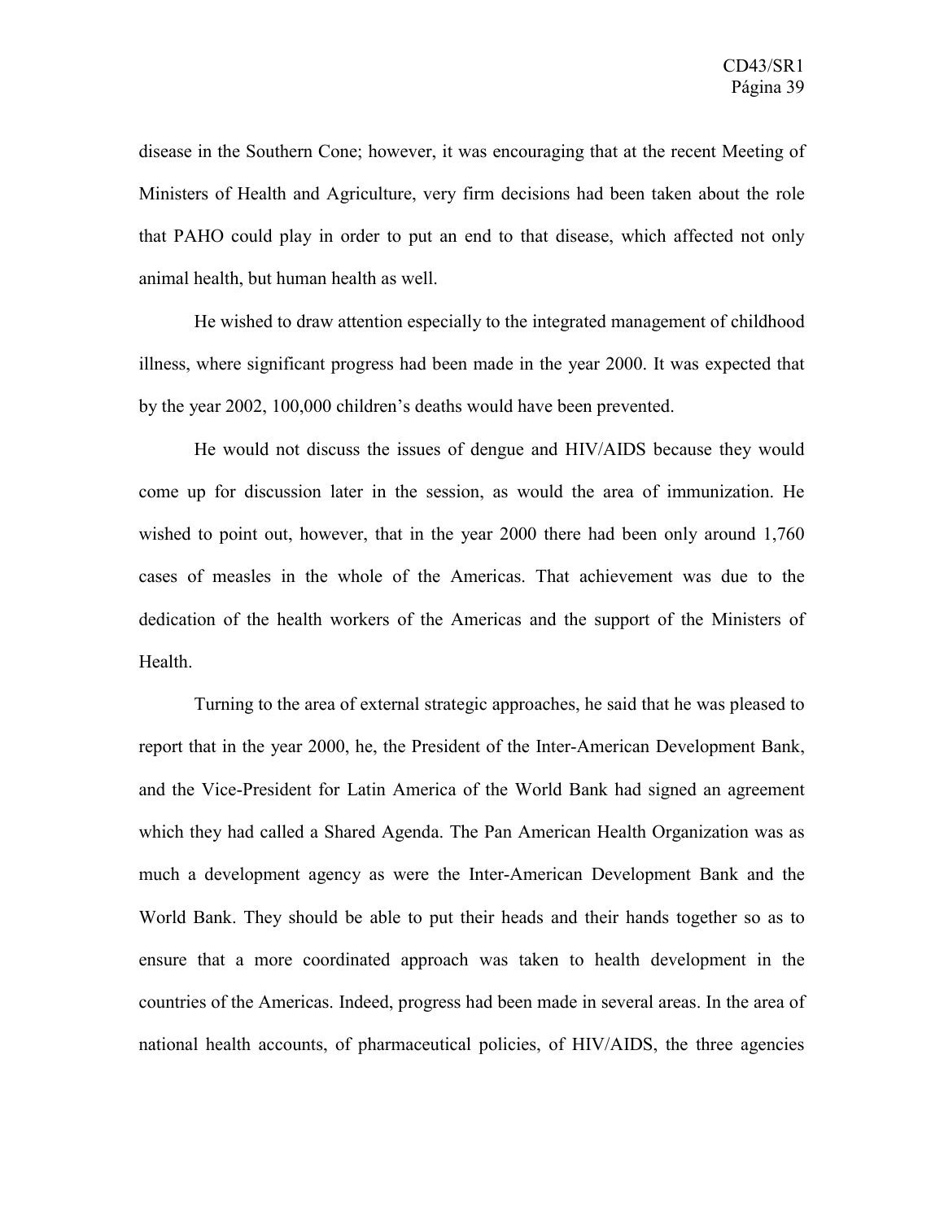disease in the Southern Cone; however, it was encouraging that at the recent Meeting of Ministers of Health and Agriculture, very firm decisions had been taken about the role that PAHO could play in order to put an end to that disease, which affected not only animal health, but human health as well.

He wished to draw attention especially to the integrated management of childhood illness, where significant progress had been made in the year 2000. It was expected that by the year 2002, 100,000 children's deaths would have been prevented.

He would not discuss the issues of dengue and HIV/AIDS because they would come up for discussion later in the session, as would the area of immunization. He wished to point out, however, that in the year 2000 there had been only around 1,760 cases of measles in the whole of the Americas. That achievement was due to the dedication of the health workers of the Americas and the support of the Ministers of Health.

Turning to the area of external strategic approaches, he said that he was pleased to report that in the year 2000, he, the President of the Inter-American Development Bank, and the Vice-President for Latin America of the World Bank had signed an agreement which they had called a Shared Agenda. The Pan American Health Organization was as much a development agency as were the Inter-American Development Bank and the World Bank. They should be able to put their heads and their hands together so as to ensure that a more coordinated approach was taken to health development in the countries of the Americas. Indeed, progress had been made in several areas. In the area of national health accounts, of pharmaceutical policies, of HIV/AIDS, the three agencies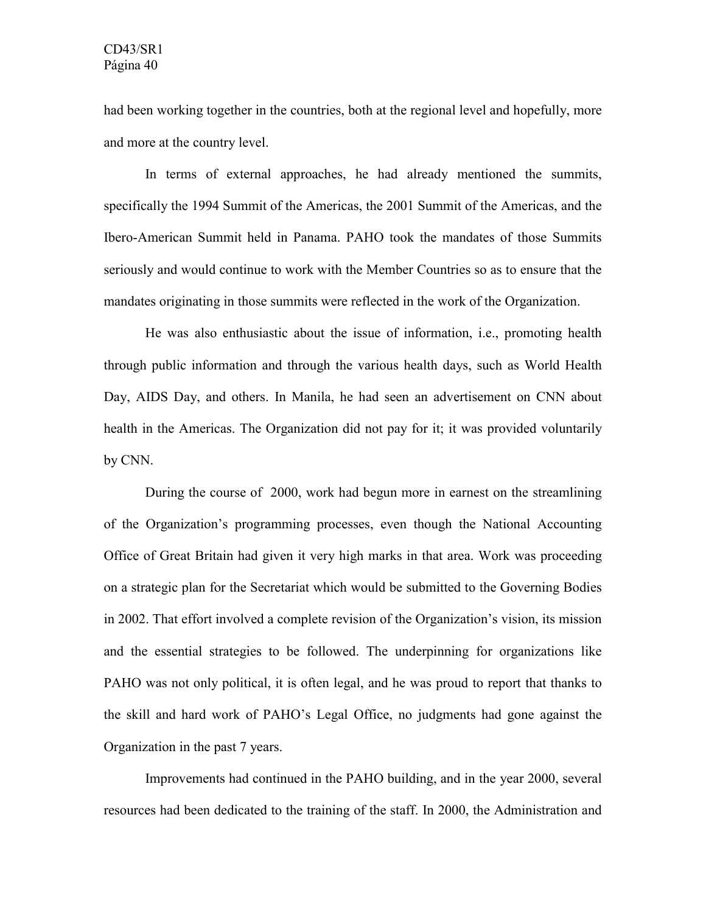had been working together in the countries, both at the regional level and hopefully, more and more at the country level.

In terms of external approaches, he had already mentioned the summits, specifically the 1994 Summit of the Americas, the 2001 Summit of the Americas, and the Ibero-American Summit held in Panama. PAHO took the mandates of those Summits seriously and would continue to work with the Member Countries so as to ensure that the mandates originating in those summits were reflected in the work of the Organization.

He was also enthusiastic about the issue of information, i.e., promoting health through public information and through the various health days, such as World Health Day, AIDS Day, and others. In Manila, he had seen an advertisement on CNN about health in the Americas. The Organization did not pay for it; it was provided voluntarily by CNN.

During the course of 2000, work had begun more in earnest on the streamlining of the Organization's programming processes, even though the National Accounting Office of Great Britain had given it very high marks in that area. Work was proceeding on a strategic plan for the Secretariat which would be submitted to the Governing Bodies in 2002. That effort involved a complete revision of the Organization's vision, its mission and the essential strategies to be followed. The underpinning for organizations like PAHO was not only political, it is often legal, and he was proud to report that thanks to the skill and hard work of PAHO's Legal Office, no judgments had gone against the Organization in the past 7 years.

Improvements had continued in the PAHO building, and in the year 2000, several resources had been dedicated to the training of the staff. In 2000, the Administration and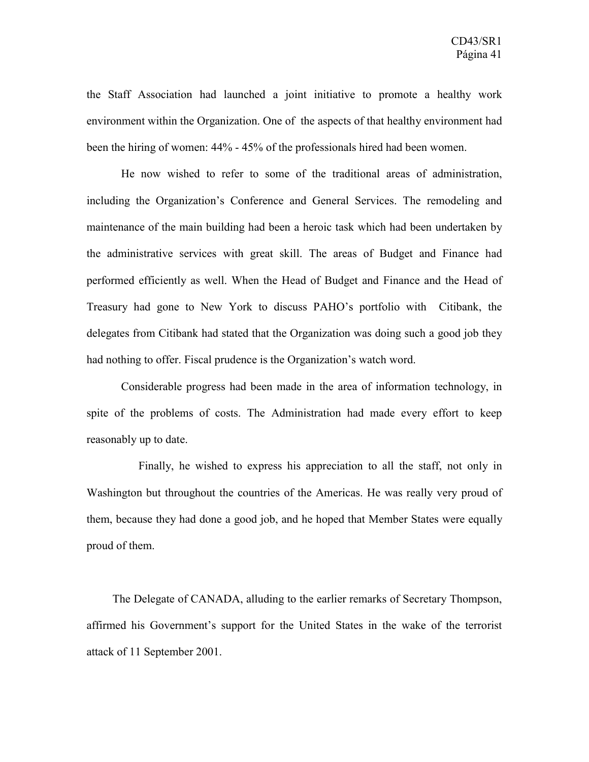the Staff Association had launched a joint initiative to promote a healthy work environment within the Organization. One of the aspects of that healthy environment had been the hiring of women: 44% - 45% of the professionals hired had been women.

He now wished to refer to some of the traditional areas of administration, including the Organization's Conference and General Services. The remodeling and maintenance of the main building had been a heroic task which had been undertaken by the administrative services with great skill. The areas of Budget and Finance had performed efficiently as well. When the Head of Budget and Finance and the Head of Treasury had gone to New York to discuss PAHO's portfolio with Citibank, the delegates from Citibank had stated that the Organization was doing such a good job they had nothing to offer. Fiscal prudence is the Organization's watch word.

Considerable progress had been made in the area of information technology, in spite of the problems of costs. The Administration had made every effort to keep reasonably up to date.

Finally, he wished to express his appreciation to all the staff, not only in Washington but throughout the countries of the Americas. He was really very proud of them, because they had done a good job, and he hoped that Member States were equally proud of them.

The Delegate of CANADA, alluding to the earlier remarks of Secretary Thompson, affirmed his Government's support for the United States in the wake of the terrorist attack of 11 September 2001.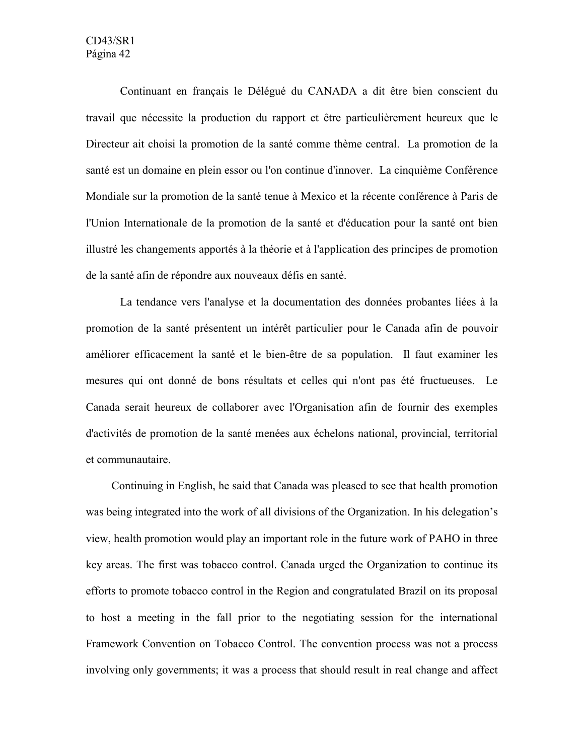Continuant en français le Délégué du CANADA a dit être bien conscient du travail que nécessite la production du rapport et être particulièrement heureux que le Directeur ait choisi la promotion de la santé comme thème central. La promotion de la santé est un domaine en plein essor ou l'on continue d'innover. La cinquième Conférence Mondiale sur la promotion de la santé tenue à Mexico et la récente conférence à Paris de l'Union Internationale de la promotion de la santé et d'éducation pour la santé ont bien illustré les changements apportés à la théorie et à l'application des principes de promotion de la santé afin de répondre aux nouveaux défis en santé.

La tendance vers l'analyse et la documentation des données probantes liées à la promotion de la santé présentent un intérêt particulier pour le Canada afin de pouvoir améliorer efficacement la santé et le bien-être de sa population. Il faut examiner les mesures qui ont donné de bons résultats et celles qui n'ont pas été fructueuses. Le Canada serait heureux de collaborer avec l'Organisation afin de fournir des exemples d'activités de promotion de la santé menées aux échelons national, provincial, territorial et communautaire.

Continuing in English, he said that Canada was pleased to see that health promotion was being integrated into the work of all divisions of the Organization. In his delegation's view, health promotion would play an important role in the future work of PAHO in three key areas. The first was tobacco control. Canada urged the Organization to continue its efforts to promote tobacco control in the Region and congratulated Brazil on its proposal to host a meeting in the fall prior to the negotiating session for the international Framework Convention on Tobacco Control. The convention process was not a process involving only governments; it was a process that should result in real change and affect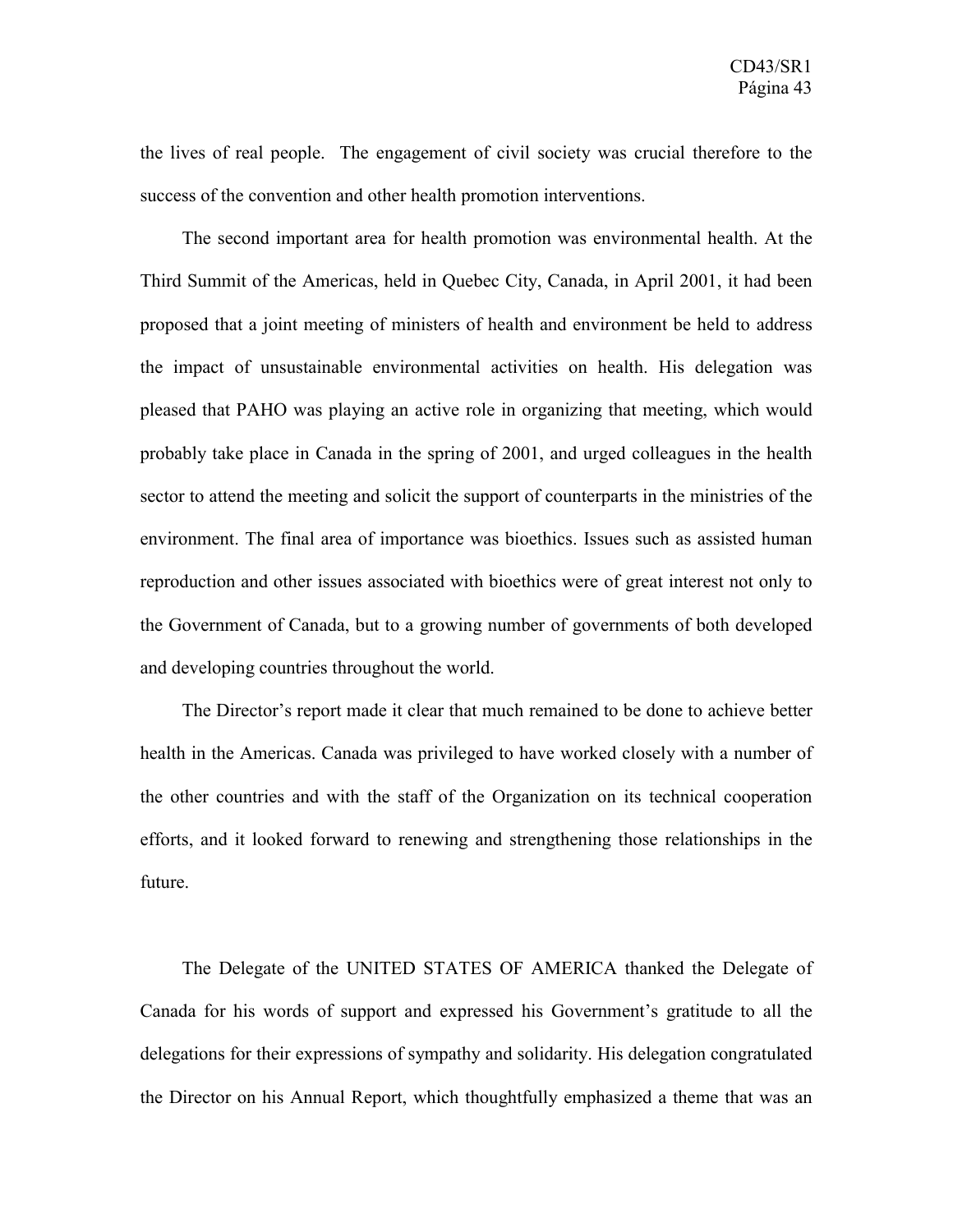the lives of real people. The engagement of civil society was crucial therefore to the success of the convention and other health promotion interventions.

The second important area for health promotion was environmental health. At the Third Summit of the Americas, held in Quebec City, Canada, in April 2001, it had been proposed that a joint meeting of ministers of health and environment be held to address the impact of unsustainable environmental activities on health. His delegation was pleased that PAHO was playing an active role in organizing that meeting, which would probably take place in Canada in the spring of 2001, and urged colleagues in the health sector to attend the meeting and solicit the support of counterparts in the ministries of the environment. The final area of importance was bioethics. Issues such as assisted human reproduction and other issues associated with bioethics were of great interest not only to the Government of Canada, but to a growing number of governments of both developed and developing countries throughout the world.

The Director's report made it clear that much remained to be done to achieve better health in the Americas. Canada was privileged to have worked closely with a number of the other countries and with the staff of the Organization on its technical cooperation efforts, and it looked forward to renewing and strengthening those relationships in the future.

The Delegate of the UNITED STATES OF AMERICA thanked the Delegate of Canada for his words of support and expressed his Government's gratitude to all the delegations for their expressions of sympathy and solidarity. His delegation congratulated the Director on his Annual Report, which thoughtfully emphasized a theme that was an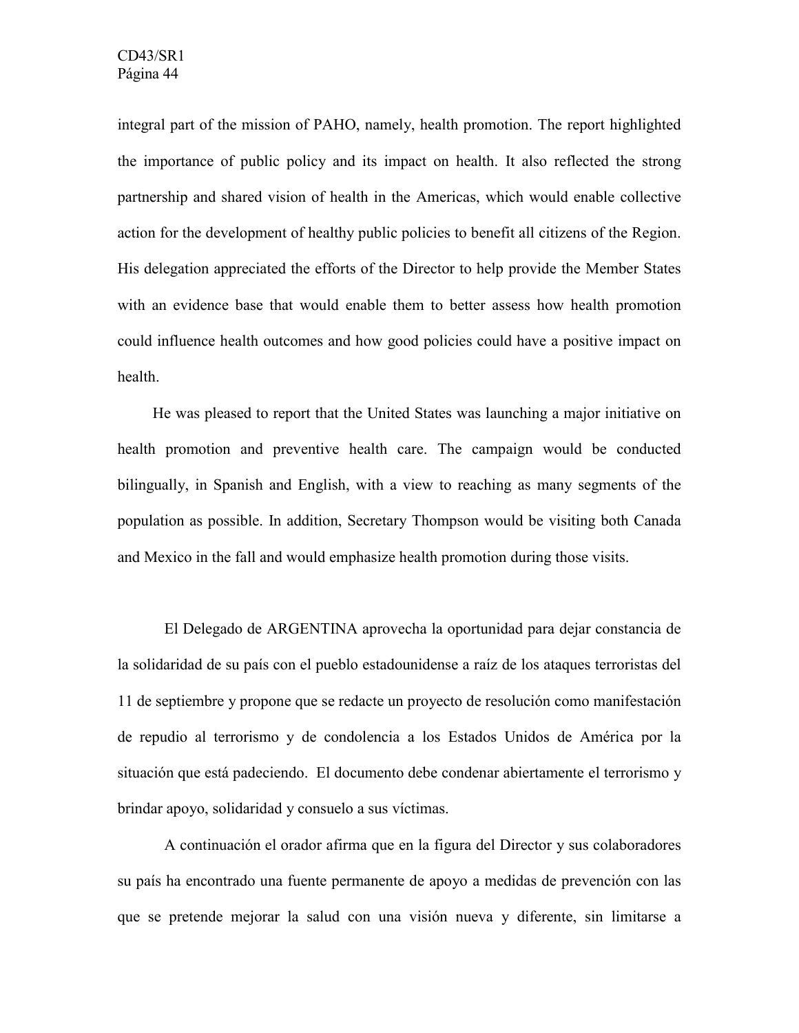integral part of the mission of PAHO, namely, health promotion. The report highlighted the importance of public policy and its impact on health. It also reflected the strong partnership and shared vision of health in the Americas, which would enable collective action for the development of healthy public policies to benefit all citizens of the Region. His delegation appreciated the efforts of the Director to help provide the Member States with an evidence base that would enable them to better assess how health promotion could influence health outcomes and how good policies could have a positive impact on health.

He was pleased to report that the United States was launching a major initiative on health promotion and preventive health care. The campaign would be conducted bilingually, in Spanish and English, with a view to reaching as many segments of the population as possible. In addition, Secretary Thompson would be visiting both Canada and Mexico in the fall and would emphasize health promotion during those visits.

El Delegado de ARGENTINA aprovecha la oportunidad para dejar constancia de la solidaridad de su país con el pueblo estadounidense a raíz de los ataques terroristas del 11 de septiembre y propone que se redacte un proyecto de resolución como manifestación de repudio al terrorismo y de condolencia a los Estados Unidos de América por la situación que está padeciendo. El documento debe condenar abiertamente el terrorismo y brindar apoyo, solidaridad y consuelo a sus víctimas.

A continuación el orador afirma que en la figura del Director y sus colaboradores su país ha encontrado una fuente permanente de apoyo a medidas de prevención con las que se pretende mejorar la salud con una visión nueva y diferente, sin limitarse a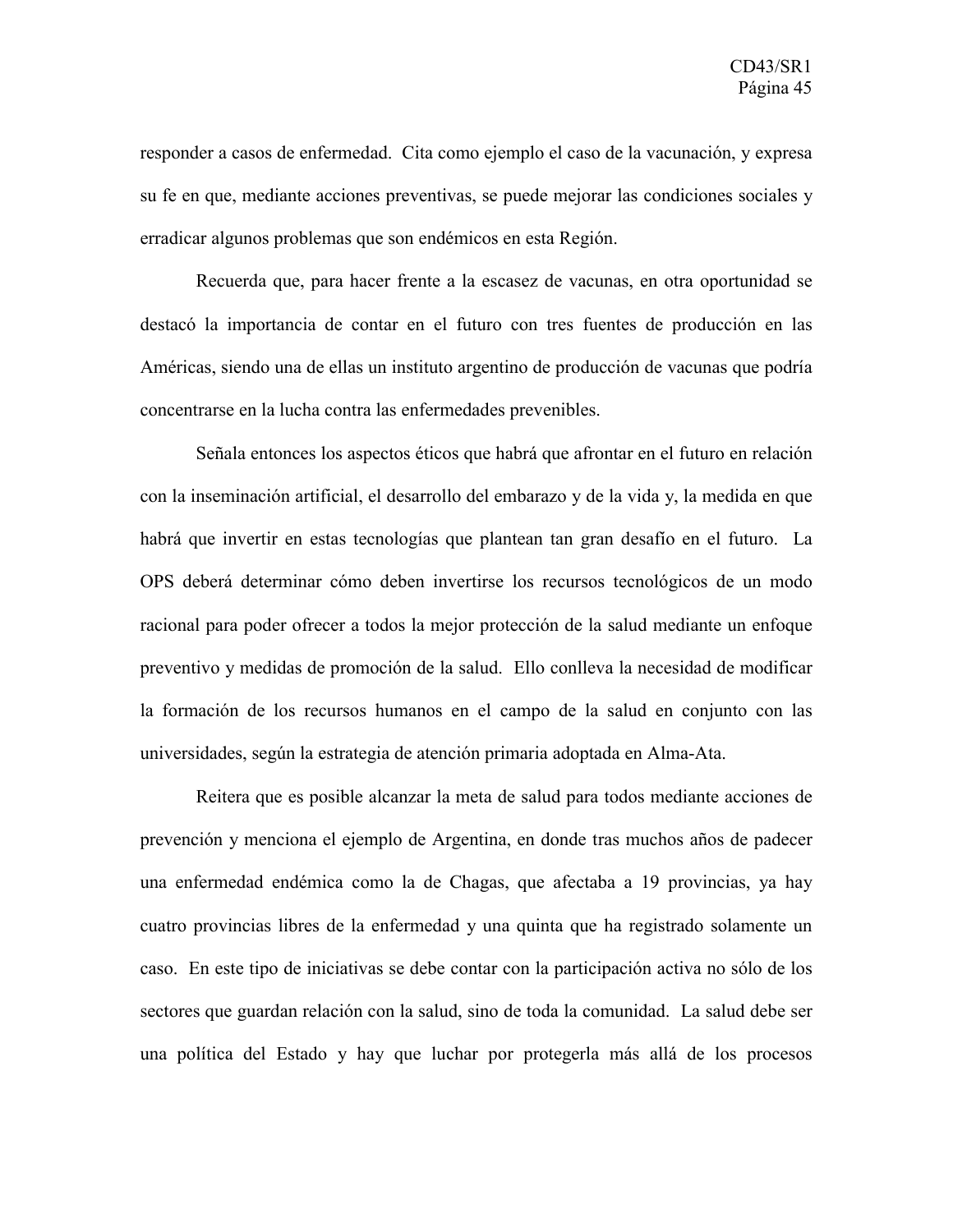responder a casos de enfermedad. Cita como ejemplo el caso de la vacunación, y expresa su fe en que, mediante acciones preventivas, se puede mejorar las condiciones sociales y erradicar algunos problemas que son endémicos en esta Región.

Recuerda que, para hacer frente a la escasez de vacunas, en otra oportunidad se destacó la importancia de contar en el futuro con tres fuentes de producción en las Américas, siendo una de ellas un instituto argentino de producción de vacunas que podría concentrarse en la lucha contra las enfermedades prevenibles.

Señala entonces los aspectos éticos que habrá que afrontar en el futuro en relación con la inseminación artificial, el desarrollo del embarazo y de la vida y, la medida en que habrá que invertir en estas tecnologías que plantean tan gran desafío en el futuro. La OPS deberá determinar cómo deben invertirse los recursos tecnológicos de un modo racional para poder ofrecer a todos la mejor protección de la salud mediante un enfoque preventivo y medidas de promoción de la salud. Ello conlleva la necesidad de modificar la formación de los recursos humanos en el campo de la salud en conjunto con las universidades, según la estrategia de atención primaria adoptada en Alma-Ata.

Reitera que es posible alcanzar la meta de salud para todos mediante acciones de prevención y menciona el ejemplo de Argentina, en donde tras muchos años de padecer una enfermedad endémica como la de Chagas, que afectaba a 19 provincias, ya hay cuatro provincias libres de la enfermedad y una quinta que ha registrado solamente un caso. En este tipo de iniciativas se debe contar con la participación activa no sólo de los sectores que guardan relación con la salud, sino de toda la comunidad. La salud debe ser una política del Estado y hay que luchar por protegerla más allá de los procesos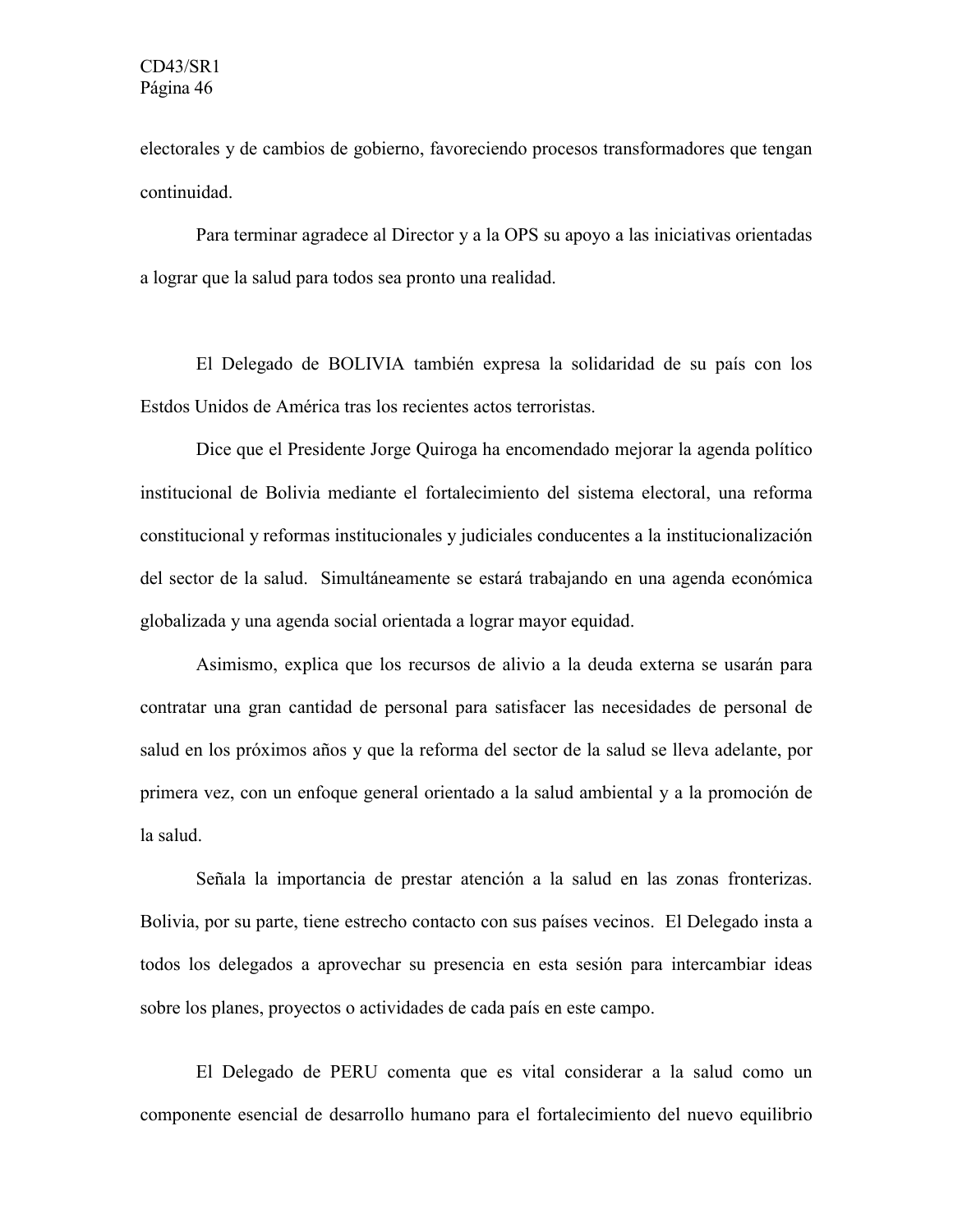electorales y de cambios de gobierno, favoreciendo procesos transformadores que tengan continuidad.

Para terminar agradece al Director y a la OPS su apoyo a las iniciativas orientadas a lograr que la salud para todos sea pronto una realidad.

El Delegado de BOLIVIA también expresa la solidaridad de su país con los Estdos Unidos de América tras los recientes actos terroristas.

Dice que el Presidente Jorge Quiroga ha encomendado mejorar la agenda político institucional de Bolivia mediante el fortalecimiento del sistema electoral, una reforma constitucional y reformas institucionales y judiciales conducentes a la institucionalización del sector de la salud. Simultáneamente se estará trabajando en una agenda económica globalizada y una agenda social orientada a lograr mayor equidad.

Asimismo, explica que los recursos de alivio a la deuda externa se usarán para contratar una gran cantidad de personal para satisfacer las necesidades de personal de salud en los próximos años y que la reforma del sector de la salud se lleva adelante, por primera vez, con un enfoque general orientado a la salud ambiental y a la promoción de la salud.

Señala la importancia de prestar atención a la salud en las zonas fronterizas. Bolivia, por su parte, tiene estrecho contacto con sus países vecinos. El Delegado insta a todos los delegados a aprovechar su presencia en esta sesión para intercambiar ideas sobre los planes, proyectos o actividades de cada país en este campo.

El Delegado de PERU comenta que es vital considerar a la salud como un componente esencial de desarrollo humano para el fortalecimiento del nuevo equilibrio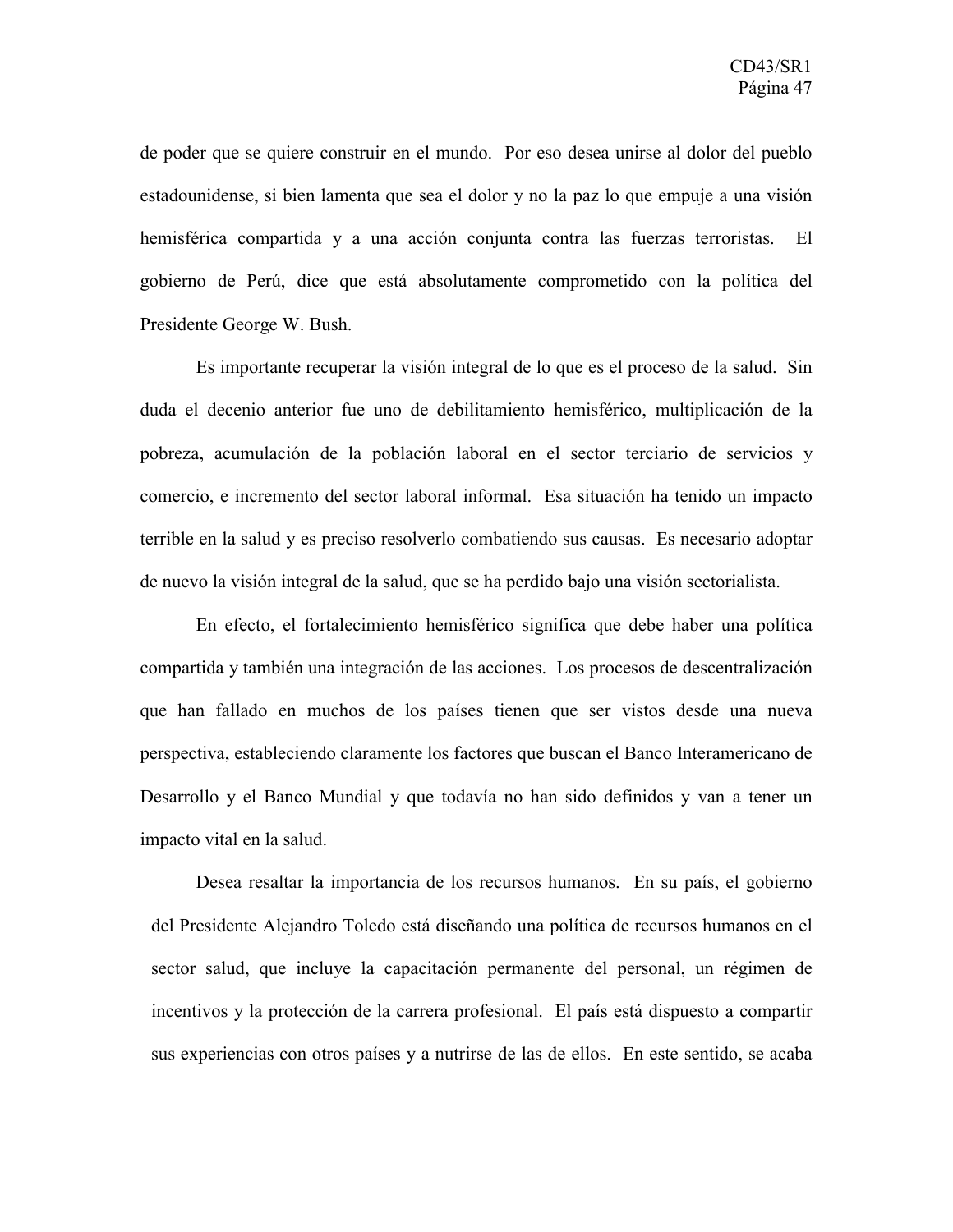de poder que se quiere construir en el mundo. Por eso desea unirse al dolor del pueblo estadounidense, si bien lamenta que sea el dolor y no la paz lo que empuje a una visión hemisférica compartida y a una acción conjunta contra las fuerzas terroristas. El gobierno de Perú, dice que está absolutamente comprometido con la política del Presidente George W. Bush.

Es importante recuperar la visión integral de lo que es el proceso de la salud. Sin duda el decenio anterior fue uno de debilitamiento hemisférico, multiplicación de la pobreza, acumulación de la población laboral en el sector terciario de servicios y comercio, e incremento del sector laboral informal. Esa situación ha tenido un impacto terrible en la salud y es preciso resolverlo combatiendo sus causas. Es necesario adoptar de nuevo la visión integral de la salud, que se ha perdido bajo una visión sectorialista.

En efecto, el fortalecimiento hemisférico significa que debe haber una política compartida y también una integración de las acciones. Los procesos de descentralización que han fallado en muchos de los países tienen que ser vistos desde una nueva perspectiva, estableciendo claramente los factores que buscan el Banco Interamericano de Desarrollo y el Banco Mundial y que todavía no han sido definidos y van a tener un impacto vital en la salud.

Desea resaltar la importancia de los recursos humanos. En su país, el gobierno del Presidente Alejandro Toledo está diseñando una política de recursos humanos en el sector salud, que incluye la capacitación permanente del personal, un régimen de incentivos y la protección de la carrera profesional. El país está dispuesto a compartir sus experiencias con otros países y a nutrirse de las de ellos. En este sentido, se acaba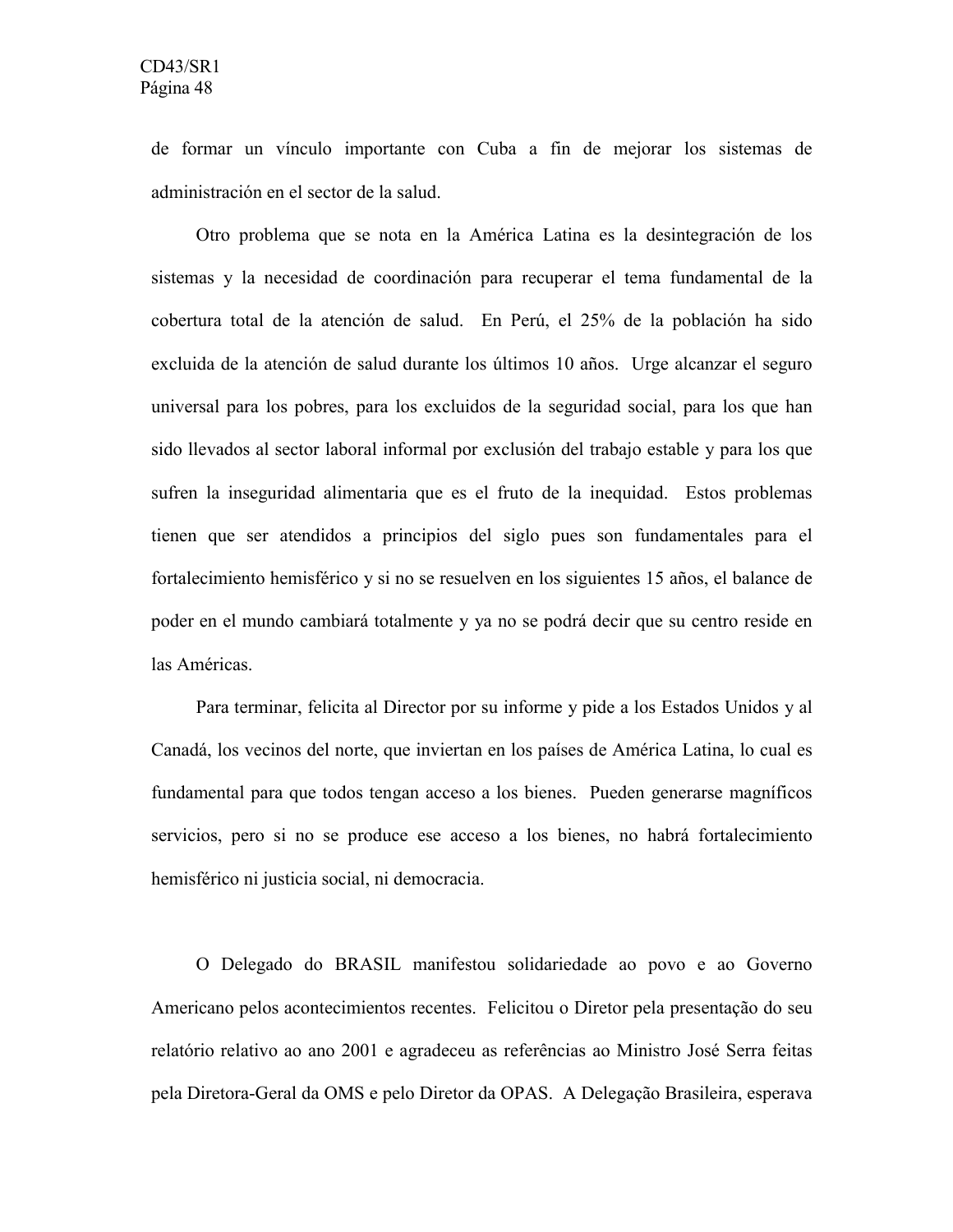de formar un vínculo importante con Cuba a fin de mejorar los sistemas de administración en el sector de la salud.

Otro problema que se nota en la América Latina es la desintegración de los sistemas y la necesidad de coordinación para recuperar el tema fundamental de la cobertura total de la atención de salud. En Perú, el 25% de la población ha sido excluida de la atención de salud durante los últimos 10 años. Urge alcanzar el seguro universal para los pobres, para los excluidos de la seguridad social, para los que han sido llevados al sector laboral informal por exclusión del trabajo estable y para los que sufren la inseguridad alimentaria que es el fruto de la inequidad. Estos problemas tienen que ser atendidos a principios del siglo pues son fundamentales para el fortalecimiento hemisférico y si no se resuelven en los siguientes 15 años, el balance de poder en el mundo cambiará totalmente y ya no se podrá decir que su centro reside en las Américas.

Para terminar, felicita al Director por su informe y pide a los Estados Unidos y al Canadá, los vecinos del norte, que inviertan en los países de América Latina, lo cual es fundamental para que todos tengan acceso a los bienes. Pueden generarse magníficos servicios, pero si no se produce ese acceso a los bienes, no habrá fortalecimiento hemisférico ni justicia social, ni democracia.

O Delegado do BRASIL manifestou solidariedade ao povo e ao Governo Americano pelos acontecimientos recentes. Felicitou o Diretor pela presentação do seu relatório relativo ao ano 2001 e agradeceu as referências ao Ministro José Serra feitas pela Diretora-Geral da OMS e pelo Diretor da OPAS. A Delegação Brasileira, esperava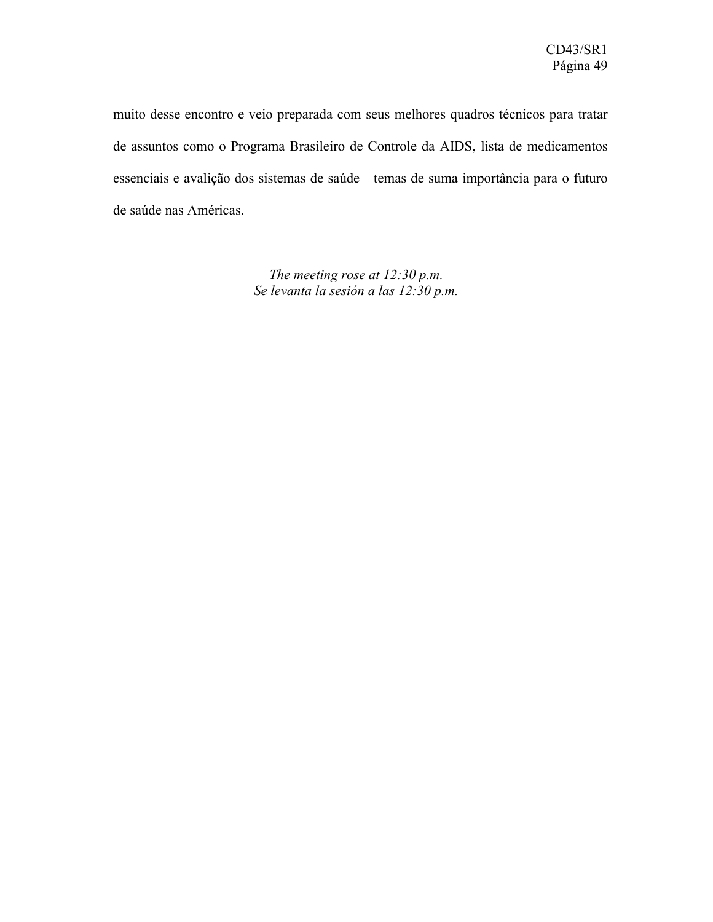muito desse encontro e veio preparada com seus melhores quadros técnicos para tratar de assuntos como o Programa Brasileiro de Controle da AIDS, lista de medicamentos essenciais e avalição dos sistemas de saúde—temas de suma importância para o futuro de saúde nas Américas.

*The meeting rose at 12:30 p.m.*
*Se levanta la sesión a las 12:30 p.m.*